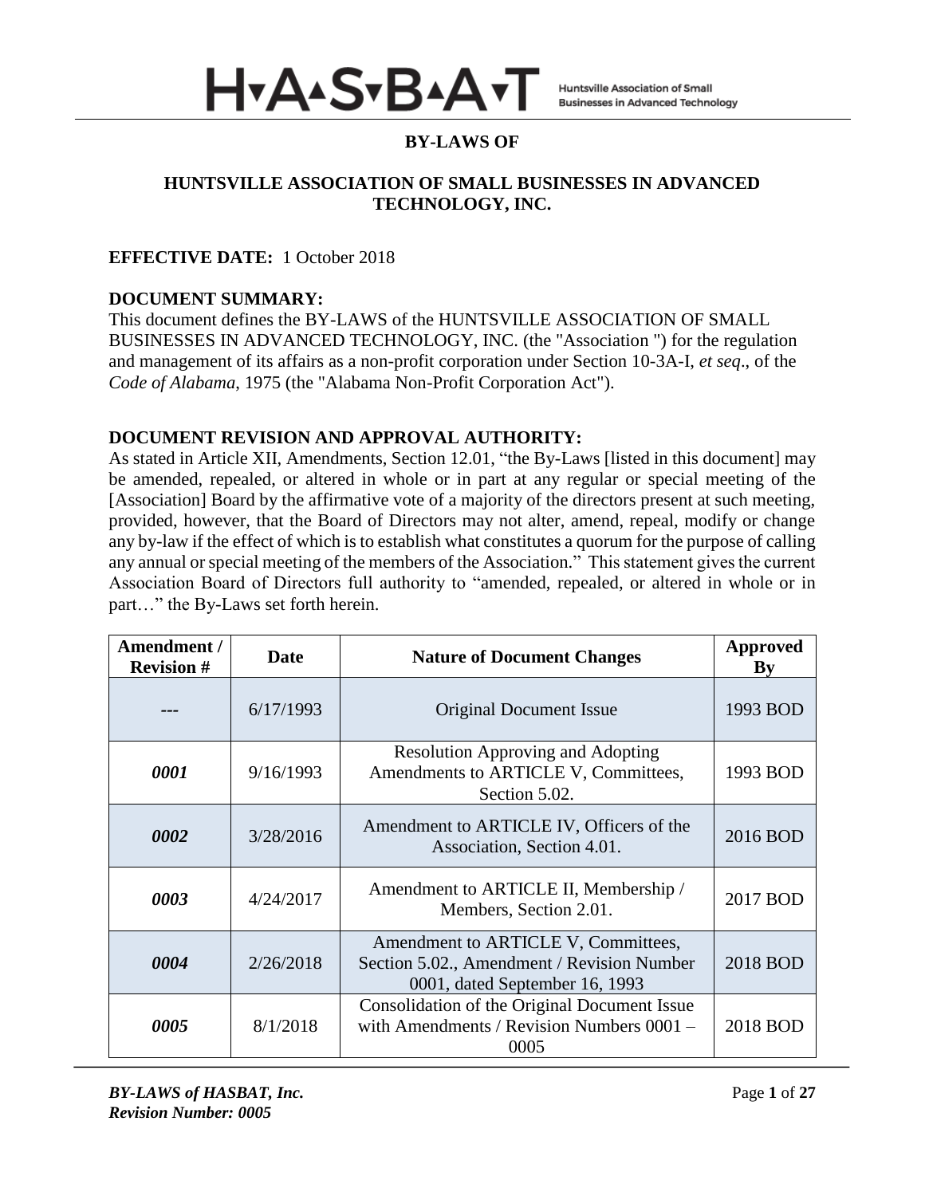H▾A▴S▾B▴A▾T Huntsville Association of Small Businesses in Advanced Technology

# BY-LAWS OF

## HUNTSVILLE ASSOCIATION OF SMALL BUSINESSES IN ADVANCED TECHNOLOGY, INC.

**EFFECTIVE DATE:** 1 October 2018

**DOCUMENT SUMMARY:**
This document defines the BY-LAWS of the HUNTSVILLE ASSOCIATION OF SMALL BUSINESSES IN ADVANCED TECHNOLOGY, INC. (the "Association ") for the regulation and management of its affairs as a non-profit corporation under Section 10-3A-I, *et seq*., of the *Code of Alabama*, 1975 (the "Alabama Non-Profit Corporation Act").

**DOCUMENT REVISION AND APPROVAL AUTHORITY:**
As stated in Article XII, Amendments, Section 12.01, "the By-Laws [listed in this document] may be amended, repealed, or altered in whole or in part at any regular or special meeting of the [Association] Board by the affirmative vote of a majority of the directors present at such meeting, provided, however, that the Board of Directors may not alter, amend, repeal, modify or change any by-law if the effect of which is to establish what constitutes a quorum for the purpose of calling any annual or special meeting of the members of the Association." This statement gives the current Association Board of Directors full authority to "amended, repealed, or altered in whole or in part…" the By-Laws set forth herein.

| Amendment / Revision # | Date | Nature of Document Changes | Approved By |
|---|---|---|---|
| --- | 6/17/1993 | Original Document Issue | 1993 BOD |
| ***0001*** | 9/16/1993 | Resolution Approving and Adopting Amendments to ARTICLE V, Committees, Section 5.02. | 1993 BOD |
| ***0002*** | 3/28/2016 | Amendment to ARTICLE IV, Officers of the Association, Section 4.01. | 2016 BOD |
| ***0003*** | 4/24/2017 | Amendment to ARTICLE II, Membership / Members, Section 2.01. | 2017 BOD |
| ***0004*** | 2/26/2018 | Amendment to ARTICLE V, Committees, Section 5.02., Amendment / Revision Number 0001, dated September 16, 1993 | 2018 BOD |
| ***0005*** | 8/1/2018 | Consolidation of the Original Document Issue with Amendments / Revision Numbers 0001 – 0005 | 2018 BOD |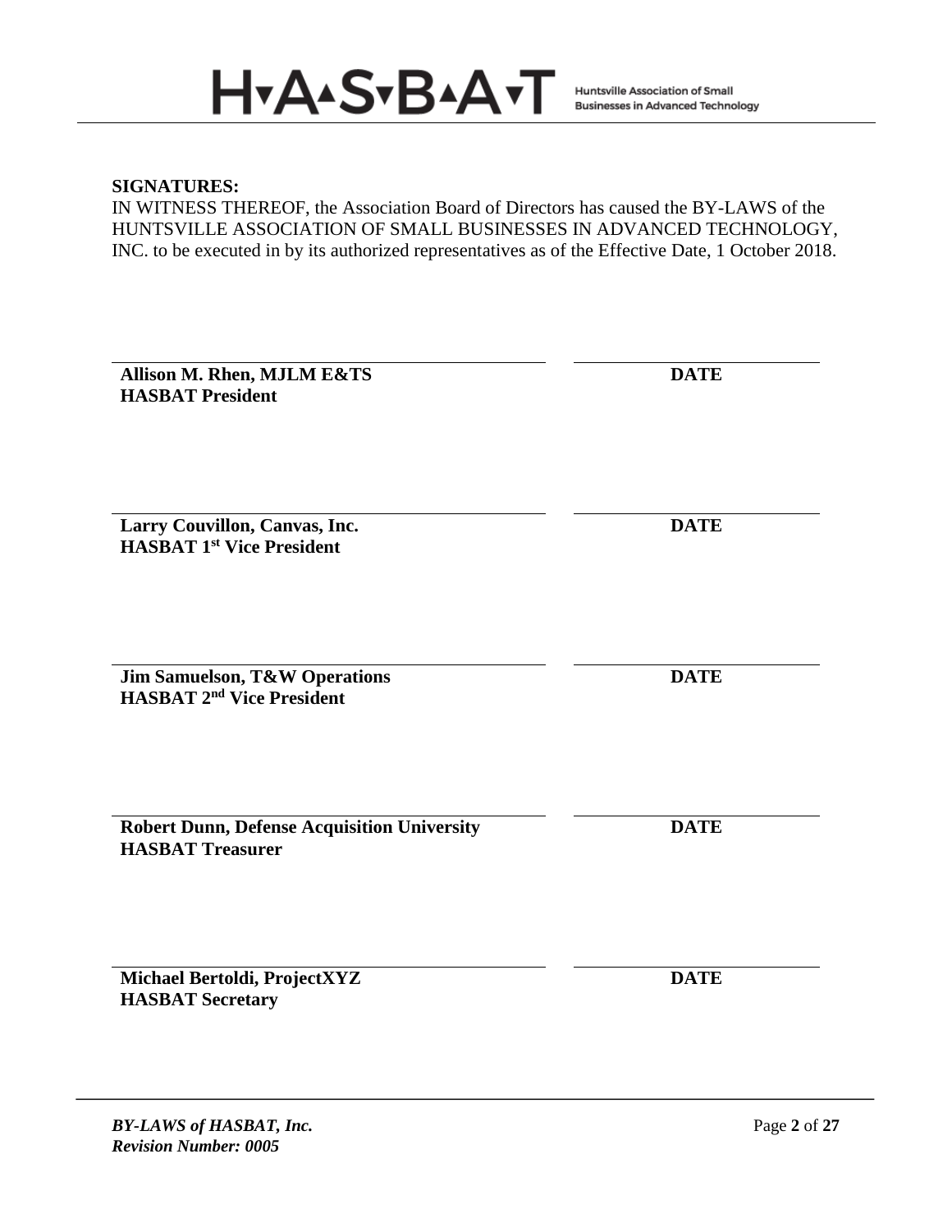**SIGNATURES:**

IN WITNESS THEREOF, the Association Board of Directors has caused the BY-LAWS of the HUNTSVILLE ASSOCIATION OF SMALL BUSINESSES IN ADVANCED TECHNOLOGY, INC. to be executed in by its authorized representatives as of the Effective Date, 1 October 2018.

| | |
|---|---|
| **Allison M. Rhen, MJLM E&TS**<br>**HASBAT President** | **DATE** |
| **Larry Couvillon, Canvas, Inc.**<br>**HASBAT 1st Vice President** | **DATE** |
| **Jim Samuelson, T&W Operations**<br>**HASBAT 2nd Vice President** | **DATE** |
| **Robert Dunn, Defense Acquisition University**<br>**HASBAT Treasurer** | **DATE** |
| **Michael Bertoldi, ProjectXYZ**<br>**HASBAT Secretary** | **DATE** |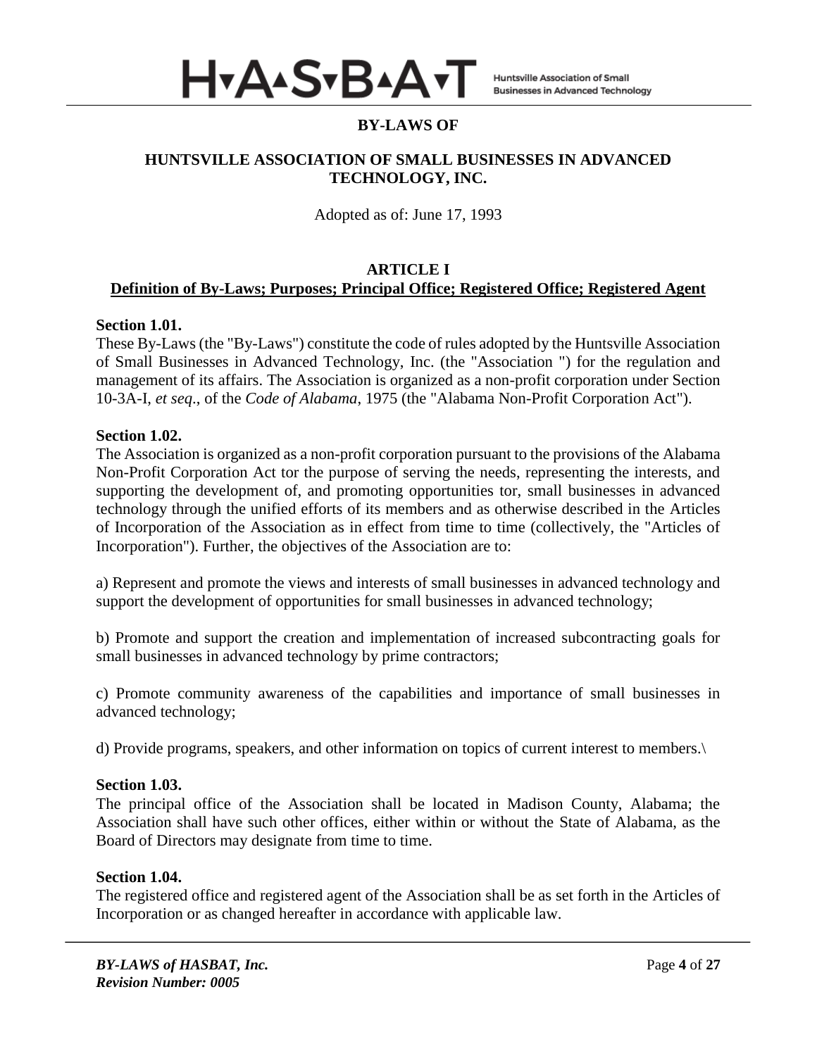# BY-LAWS OF

## HUNTSVILLE ASSOCIATION OF SMALL BUSINESSES IN ADVANCED TECHNOLOGY, INC.

Adopted as of: June 17, 1993

## ARTICLE I
### Definition of By-Laws; Purposes; Principal Office; Registered Office; Registered Agent

**Section 1.01.**
These By-Laws (the "By-Laws") constitute the code of rules adopted by the Huntsville Association of Small Businesses in Advanced Technology, Inc. (the "Association ") for the regulation and management of its affairs. The Association is organized as a non-profit corporation under Section 10-3A-I, *et seq*., of the *Code of Alabama*, 1975 (the "Alabama Non-Profit Corporation Act").

**Section 1.02.**
The Association is organized as a non-profit corporation pursuant to the provisions of the Alabama Non-Profit Corporation Act tor the purpose of serving the needs, representing the interests, and supporting the development of, and promoting opportunities tor, small businesses in advanced technology through the unified efforts of its members and as otherwise described in the Articles of Incorporation of the Association as in effect from time to time (collectively, the "Articles of Incorporation"). Further, the objectives of the Association are to:

a) Represent and promote the views and interests of small businesses in advanced technology and support the development of opportunities for small businesses in advanced technology;

b) Promote and support the creation and implementation of increased subcontracting goals for small businesses in advanced technology by prime contractors;

c) Promote community awareness of the capabilities and importance of small businesses in advanced technology;

d) Provide programs, speakers, and other information on topics of current interest to members.\

**Section 1.03.**
The principal office of the Association shall be located in Madison County, Alabama; the Association shall have such other offices, either within or without the State of Alabama, as the Board of Directors may designate from time to time.

**Section 1.04.**
The registered office and registered agent of the Association shall be as set forth in the Articles of Incorporation or as changed hereafter in accordance with applicable law.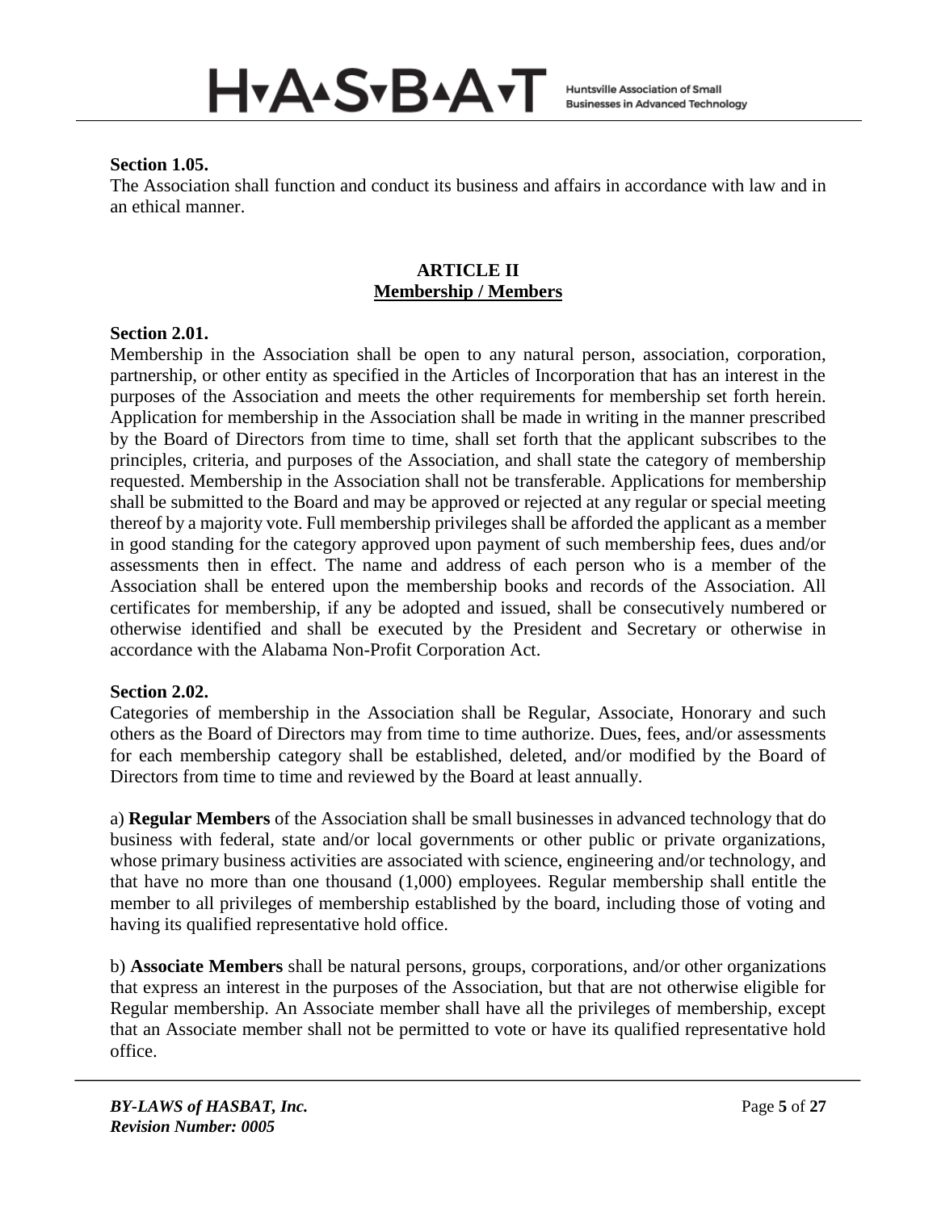**Section 1.05.**

The Association shall function and conduct its business and affairs in accordance with law and in an ethical manner.

## ARTICLE II
## Membership / Members

**Section 2.01.**

Membership in the Association shall be open to any natural person, association, corporation, partnership, or other entity as specified in the Articles of Incorporation that has an interest in the purposes of the Association and meets the other requirements for membership set forth herein. Application for membership in the Association shall be made in writing in the manner prescribed by the Board of Directors from time to time, shall set forth that the applicant subscribes to the principles, criteria, and purposes of the Association, and shall state the category of membership requested. Membership in the Association shall not be transferable. Applications for membership shall be submitted to the Board and may be approved or rejected at any regular or special meeting thereof by a majority vote. Full membership privileges shall be afforded the applicant as a member in good standing for the category approved upon payment of such membership fees, dues and/or assessments then in effect. The name and address of each person who is a member of the Association shall be entered upon the membership books and records of the Association. All certificates for membership, if any be adopted and issued, shall be consecutively numbered or otherwise identified and shall be executed by the President and Secretary or otherwise in accordance with the Alabama Non-Profit Corporation Act.

**Section 2.02.**

Categories of membership in the Association shall be Regular, Associate, Honorary and such others as the Board of Directors may from time to time authorize. Dues, fees, and/or assessments for each membership category shall be established, deleted, and/or modified by the Board of Directors from time to time and reviewed by the Board at least annually.

a) **Regular Members** of the Association shall be small businesses in advanced technology that do business with federal, state and/or local governments or other public or private organizations, whose primary business activities are associated with science, engineering and/or technology, and that have no more than one thousand (1,000) employees. Regular membership shall entitle the member to all privileges of membership established by the board, including those of voting and having its qualified representative hold office.

b) **Associate Members** shall be natural persons, groups, corporations, and/or other organizations that express an interest in the purposes of the Association, but that are not otherwise eligible for Regular membership. An Associate member shall have all the privileges of membership, except that an Associate member shall not be permitted to vote or have its qualified representative hold office.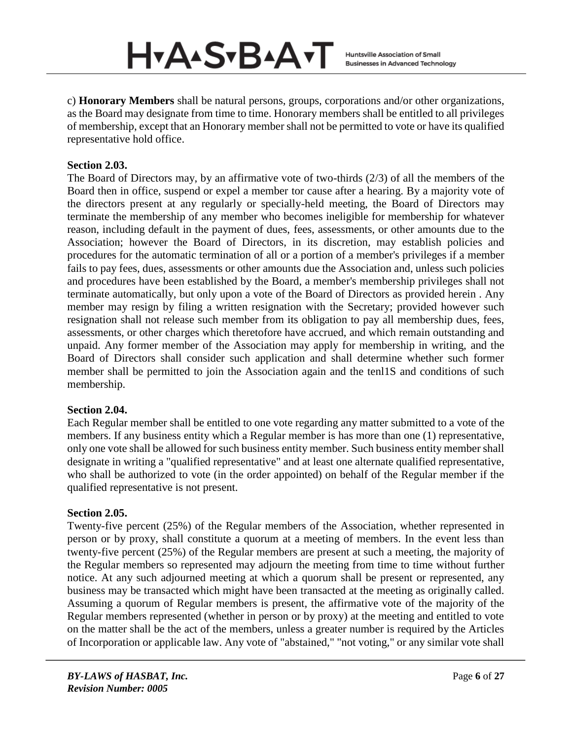c) **Honorary Members** shall be natural persons, groups, corporations and/or other organizations, as the Board may designate from time to time. Honorary members shall be entitled to all privileges of membership, except that an Honorary member shall not be permitted to vote or have its qualified representative hold office.

**Section 2.03.**

The Board of Directors may, by an affirmative vote of two-thirds (2/3) of all the members of the Board then in office, suspend or expel a member tor cause after a hearing. By a majority vote of the directors present at any regularly or specially-held meeting, the Board of Directors may terminate the membership of any member who becomes ineligible for membership for whatever reason, including default in the payment of dues, fees, assessments, or other amounts due to the Association; however the Board of Directors, in its discretion, may establish policies and procedures for the automatic termination of all or a portion of a member's privileges if a member fails to pay fees, dues, assessments or other amounts due the Association and, unless such policies and procedures have been established by the Board, a member's membership privileges shall not terminate automatically, but only upon a vote of the Board of Directors as provided herein . Any member may resign by filing a written resignation with the Secretary; provided however such resignation shall not release such member from its obligation to pay all membership dues, fees, assessments, or other charges which theretofore have accrued, and which remain outstanding and unpaid. Any former member of the Association may apply for membership in writing, and the Board of Directors shall consider such application and shall determine whether such former member shall be permitted to join the Association again and the tenl1S and conditions of such membership.

**Section 2.04.**

Each Regular member shall be entitled to one vote regarding any matter submitted to a vote of the members. If any business entity which a Regular member is has more than one (1) representative, only one vote shall be allowed for such business entity member. Such business entity member shall designate in writing a "qualified representative" and at least one alternate qualified representative, who shall be authorized to vote (in the order appointed) on behalf of the Regular member if the qualified representative is not present.

**Section 2.05.**

Twenty-five percent (25%) of the Regular members of the Association, whether represented in person or by proxy, shall constitute a quorum at a meeting of members. In the event less than twenty-five percent (25%) of the Regular members are present at such a meeting, the majority of the Regular members so represented may adjourn the meeting from time to time without further notice. At any such adjourned meeting at which a quorum shall be present or represented, any business may be transacted which might have been transacted at the meeting as originally called. Assuming a quorum of Regular members is present, the affirmative vote of the majority of the Regular members represented (whether in person or by proxy) at the meeting and entitled to vote on the matter shall be the act of the members, unless a greater number is required by the Articles of Incorporation or applicable law. Any vote of "abstained," "not voting," or any similar vote shall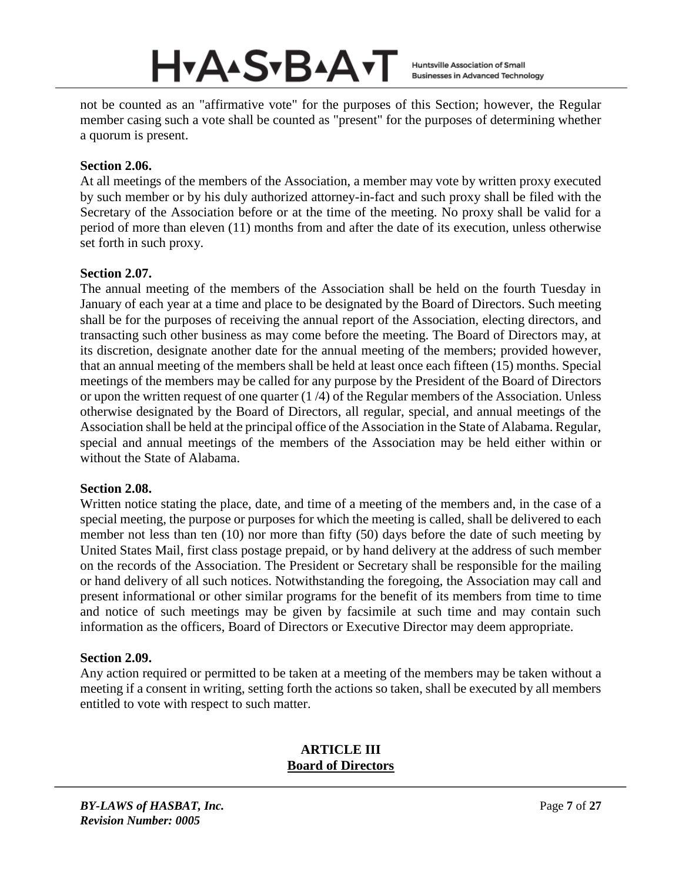not be counted as an "affirmative vote" for the purposes of this Section; however, the Regular member casing such a vote shall be counted as "present" for the purposes of determining whether a quorum is present.

**Section 2.06.**

At all meetings of the members of the Association, a member may vote by written proxy executed by such member or by his duly authorized attorney-in-fact and such proxy shall be filed with the Secretary of the Association before or at the time of the meeting. No proxy shall be valid for a period of more than eleven (11) months from and after the date of its execution, unless otherwise set forth in such proxy.

**Section 2.07.**

The annual meeting of the members of the Association shall be held on the fourth Tuesday in January of each year at a time and place to be designated by the Board of Directors. Such meeting shall be for the purposes of receiving the annual report of the Association, electing directors, and transacting such other business as may come before the meeting. The Board of Directors may, at its discretion, designate another date for the annual meeting of the members; provided however, that an annual meeting of the members shall be held at least once each fifteen (15) months. Special meetings of the members may be called for any purpose by the President of the Board of Directors or upon the written request of one quarter (1 /4) of the Regular members of the Association. Unless otherwise designated by the Board of Directors, all regular, special, and annual meetings of the Association shall be held at the principal office of the Association in the State of Alabama. Regular, special and annual meetings of the members of the Association may be held either within or without the State of Alabama.

**Section 2.08.**

Written notice stating the place, date, and time of a meeting of the members and, in the case of a special meeting, the purpose or purposes for which the meeting is called, shall be delivered to each member not less than ten (10) nor more than fifty (50) days before the date of such meeting by United States Mail, first class postage prepaid, or by hand delivery at the address of such member on the records of the Association. The President or Secretary shall be responsible for the mailing or hand delivery of all such notices. Notwithstanding the foregoing, the Association may call and present informational or other similar programs for the benefit of its members from time to time and notice of such meetings may be given by facsimile at such time and may contain such information as the officers, Board of Directors or Executive Director may deem appropriate.

**Section 2.09.**

Any action required or permitted to be taken at a meeting of the members may be taken without a meeting if a consent in writing, setting forth the actions so taken, shall be executed by all members entitled to vote with respect to such matter.

## ARTICLE III
## Board of Directors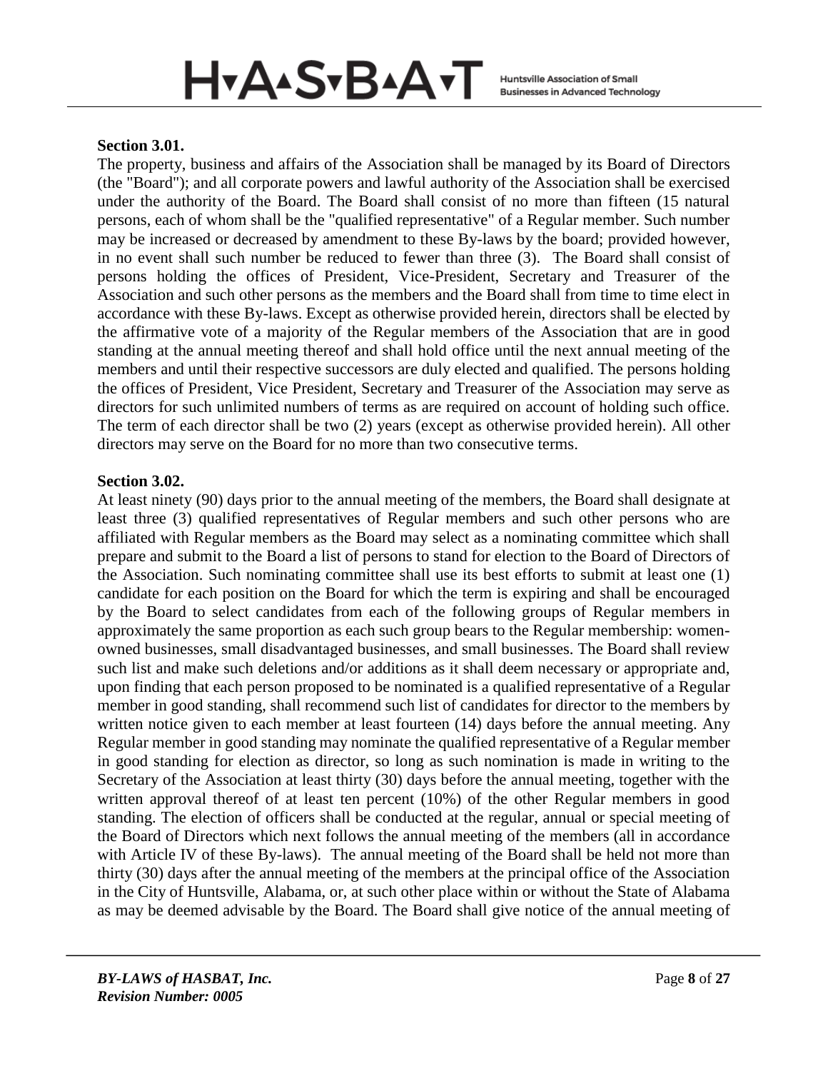**Section 3.01.**

The property, business and affairs of the Association shall be managed by its Board of Directors (the "Board"); and all corporate powers and lawful authority of the Association shall be exercised under the authority of the Board. The Board shall consist of no more than fifteen (15 natural persons, each of whom shall be the "qualified representative" of a Regular member. Such number may be increased or decreased by amendment to these By-laws by the board; provided however, in no event shall such number be reduced to fewer than three (3). The Board shall consist of persons holding the offices of President, Vice-President, Secretary and Treasurer of the Association and such other persons as the members and the Board shall from time to time elect in accordance with these By-laws. Except as otherwise provided herein, directors shall be elected by the affirmative vote of a majority of the Regular members of the Association that are in good standing at the annual meeting thereof and shall hold office until the next annual meeting of the members and until their respective successors are duly elected and qualified. The persons holding the offices of President, Vice President, Secretary and Treasurer of the Association may serve as directors for such unlimited numbers of terms as are required on account of holding such office. The term of each director shall be two (2) years (except as otherwise provided herein). All other directors may serve on the Board for no more than two consecutive terms.

**Section 3.02.**

At least ninety (90) days prior to the annual meeting of the members, the Board shall designate at least three (3) qualified representatives of Regular members and such other persons who are affiliated with Regular members as the Board may select as a nominating committee which shall prepare and submit to the Board a list of persons to stand for election to the Board of Directors of the Association. Such nominating committee shall use its best efforts to submit at least one (1) candidate for each position on the Board for which the term is expiring and shall be encouraged by the Board to select candidates from each of the following groups of Regular members in approximately the same proportion as each such group bears to the Regular membership: women-owned businesses, small disadvantaged businesses, and small businesses. The Board shall review such list and make such deletions and/or additions as it shall deem necessary or appropriate and, upon finding that each person proposed to be nominated is a qualified representative of a Regular member in good standing, shall recommend such list of candidates for director to the members by written notice given to each member at least fourteen (14) days before the annual meeting. Any Regular member in good standing may nominate the qualified representative of a Regular member in good standing for election as director, so long as such nomination is made in writing to the Secretary of the Association at least thirty (30) days before the annual meeting, together with the written approval thereof of at least ten percent (10%) of the other Regular members in good standing. The election of officers shall be conducted at the regular, annual or special meeting of the Board of Directors which next follows the annual meeting of the members (all in accordance with Article IV of these By-laws). The annual meeting of the Board shall be held not more than thirty (30) days after the annual meeting of the members at the principal office of the Association in the City of Huntsville, Alabama, or, at such other place within or without the State of Alabama as may be deemed advisable by the Board. The Board shall give notice of the annual meeting of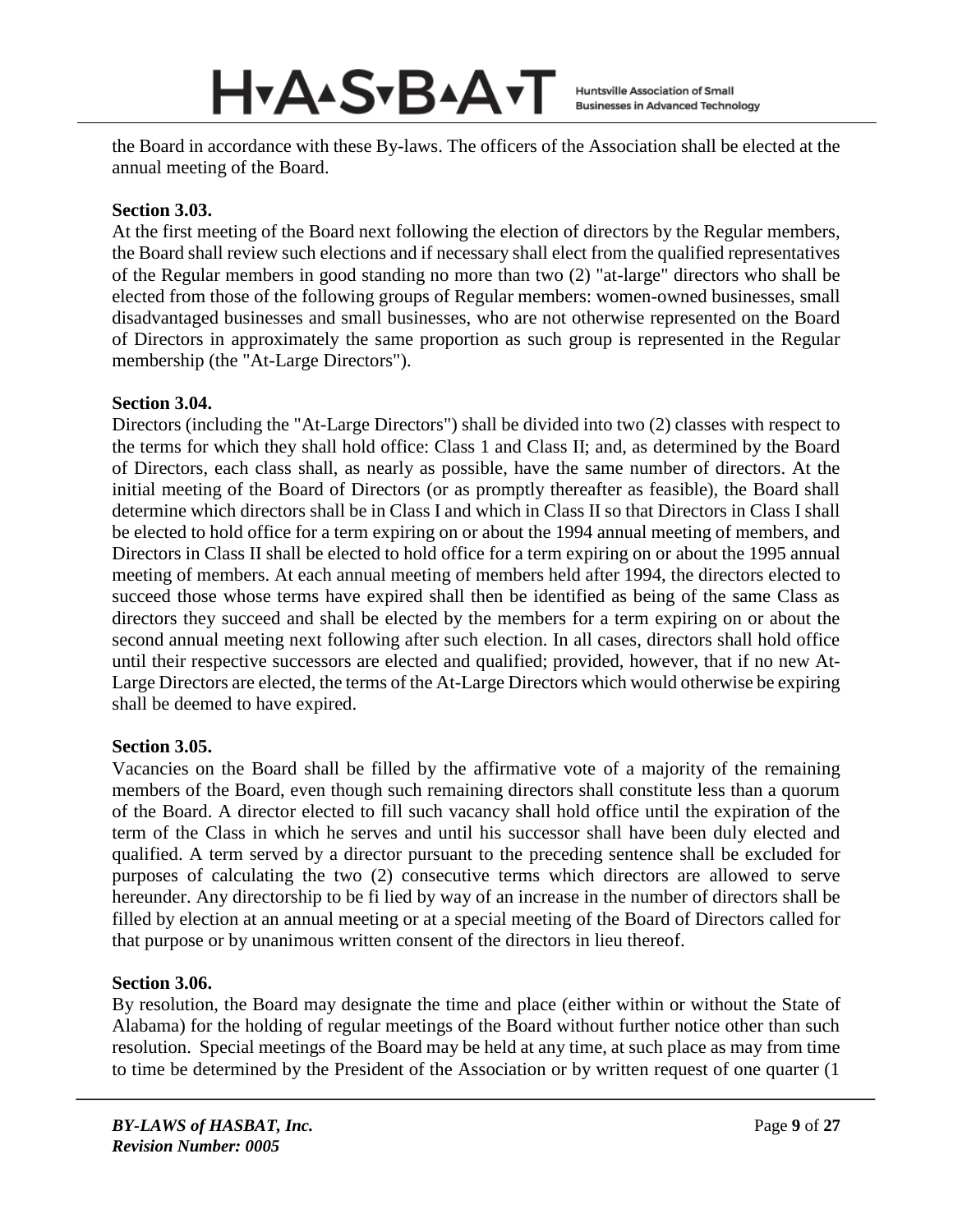the Board in accordance with these By-laws. The officers of the Association shall be elected at the annual meeting of the Board.

**Section 3.03.**

At the first meeting of the Board next following the election of directors by the Regular members, the Board shall review such elections and if necessary shall elect from the qualified representatives of the Regular members in good standing no more than two (2) "at-large" directors who shall be elected from those of the following groups of Regular members: women-owned businesses, small disadvantaged businesses and small businesses, who are not otherwise represented on the Board of Directors in approximately the same proportion as such group is represented in the Regular membership (the "At-Large Directors").

**Section 3.04.**

Directors (including the "At-Large Directors") shall be divided into two (2) classes with respect to the terms for which they shall hold office: Class 1 and Class II; and, as determined by the Board of Directors, each class shall, as nearly as possible, have the same number of directors. At the initial meeting of the Board of Directors (or as promptly thereafter as feasible), the Board shall determine which directors shall be in Class I and which in Class II so that Directors in Class I shall be elected to hold office for a term expiring on or about the 1994 annual meeting of members, and Directors in Class II shall be elected to hold office for a term expiring on or about the 1995 annual meeting of members. At each annual meeting of members held after 1994, the directors elected to succeed those whose terms have expired shall then be identified as being of the same Class as directors they succeed and shall be elected by the members for a term expiring on or about the second annual meeting next following after such election. In all cases, directors shall hold office until their respective successors are elected and qualified; provided, however, that if no new At-Large Directors are elected, the terms of the At-Large Directors which would otherwise be expiring shall be deemed to have expired.

**Section 3.05.**

Vacancies on the Board shall be filled by the affirmative vote of a majority of the remaining members of the Board, even though such remaining directors shall constitute less than a quorum of the Board. A director elected to fill such vacancy shall hold office until the expiration of the term of the Class in which he serves and until his successor shall have been duly elected and qualified. A term served by a director pursuant to the preceding sentence shall be excluded for purposes of calculating the two (2) consecutive terms which directors are allowed to serve hereunder. Any directorship to be fi lied by way of an increase in the number of directors shall be filled by election at an annual meeting or at a special meeting of the Board of Directors called for that purpose or by unanimous written consent of the directors in lieu thereof.

**Section 3.06.**

By resolution, the Board may designate the time and place (either within or without the State of Alabama) for the holding of regular meetings of the Board without further notice other than such resolution. Special meetings of the Board may be held at any time, at such place as may from time to time be determined by the President of the Association or by written request of one quarter (1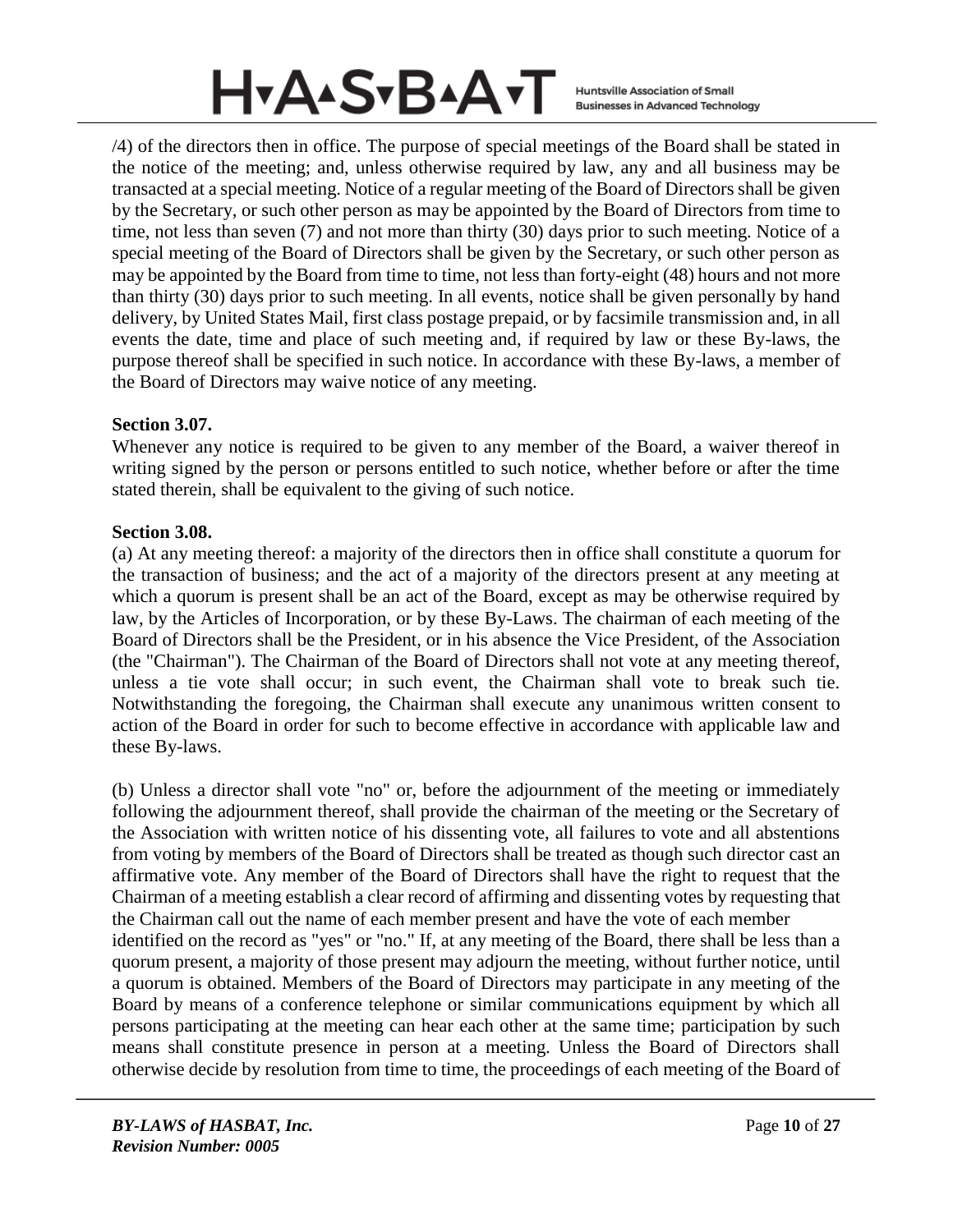/4) of the directors then in office. The purpose of special meetings of the Board shall be stated in the notice of the meeting; and, unless otherwise required by law, any and all business may be transacted at a special meeting. Notice of a regular meeting of the Board of Directors shall be given by the Secretary, or such other person as may be appointed by the Board of Directors from time to time, not less than seven (7) and not more than thirty (30) days prior to such meeting. Notice of a special meeting of the Board of Directors shall be given by the Secretary, or such other person as may be appointed by the Board from time to time, not less than forty-eight (48) hours and not more than thirty (30) days prior to such meeting. In all events, notice shall be given personally by hand delivery, by United States Mail, first class postage prepaid, or by facsimile transmission and, in all events the date, time and place of such meeting and, if required by law or these By-laws, the purpose thereof shall be specified in such notice. In accordance with these By-laws, a member of the Board of Directors may waive notice of any meeting.

**Section 3.07.**
Whenever any notice is required to be given to any member of the Board, a waiver thereof in writing signed by the person or persons entitled to such notice, whether before or after the time stated therein, shall be equivalent to the giving of such notice.

**Section 3.08.**
(a) At any meeting thereof: a majority of the directors then in office shall constitute a quorum for the transaction of business; and the act of a majority of the directors present at any meeting at which a quorum is present shall be an act of the Board, except as may be otherwise required by law, by the Articles of Incorporation, or by these By-Laws. The chairman of each meeting of the Board of Directors shall be the President, or in his absence the Vice President, of the Association (the "Chairman"). The Chairman of the Board of Directors shall not vote at any meeting thereof, unless a tie vote shall occur; in such event, the Chairman shall vote to break such tie. Notwithstanding the foregoing, the Chairman shall execute any unanimous written consent to action of the Board in order for such to become effective in accordance with applicable law and these By-laws.

(b) Unless a director shall vote "no" or, before the adjournment of the meeting or immediately following the adjournment thereof, shall provide the chairman of the meeting or the Secretary of the Association with written notice of his dissenting vote, all failures to vote and all abstentions from voting by members of the Board of Directors shall be treated as though such director cast an affirmative vote. Any member of the Board of Directors shall have the right to request that the Chairman of a meeting establish a clear record of affirming and dissenting votes by requesting that the Chairman call out the name of each member present and have the vote of each member identified on the record as "yes" or "no." If, at any meeting of the Board, there shall be less than a quorum present, a majority of those present may adjourn the meeting, without further notice, until a quorum is obtained. Members of the Board of Directors may participate in any meeting of the Board by means of a conference telephone or similar communications equipment by which all persons participating at the meeting can hear each other at the same time; participation by such means shall constitute presence in person at a meeting. Unless the Board of Directors shall otherwise decide by resolution from time to time, the proceedings of each meeting of the Board of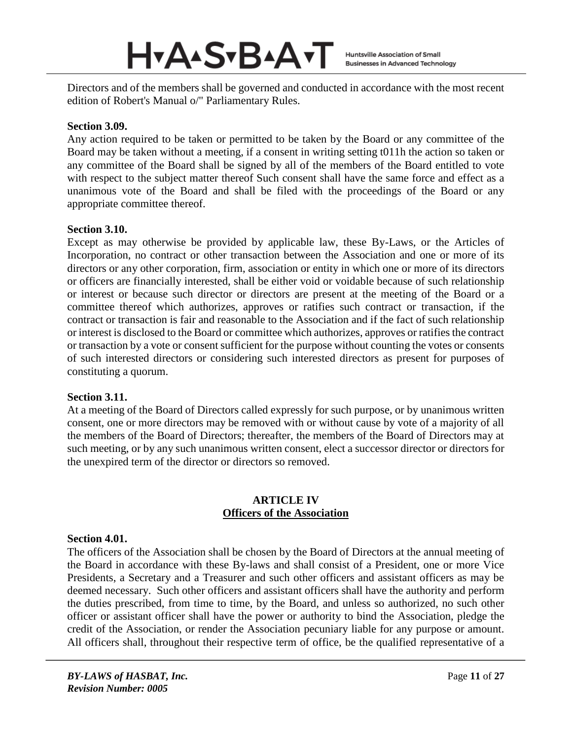Directors and of the members shall be governed and conducted in accordance with the most recent edition of Robert's Manual o/" Parliamentary Rules.

**Section 3.09.**
Any action required to be taken or permitted to be taken by the Board or any committee of the Board may be taken without a meeting, if a consent in writing setting t011h the action so taken or any committee of the Board shall be signed by all of the members of the Board entitled to vote with respect to the subject matter thereof Such consent shall have the same force and effect as a unanimous vote of the Board and shall be filed with the proceedings of the Board or any appropriate committee thereof.

**Section 3.10.**
Except as may otherwise be provided by applicable law, these By-Laws, or the Articles of Incorporation, no contract or other transaction between the Association and one or more of its directors or any other corporation, firm, association or entity in which one or more of its directors or officers are financially interested, shall be either void or voidable because of such relationship or interest or because such director or directors are present at the meeting of the Board or a committee thereof which authorizes, approves or ratifies such contract or transaction, if the contract or transaction is fair and reasonable to the Association and if the fact of such relationship or interest is disclosed to the Board or committee which authorizes, approves or ratifies the contract or transaction by a vote or consent sufficient for the purpose without counting the votes or consents of such interested directors or considering such interested directors as present for purposes of constituting a quorum.

**Section 3.11.**
At a meeting of the Board of Directors called expressly for such purpose, or by unanimous written consent, one or more directors may be removed with or without cause by vote of a majority of all the members of the Board of Directors; thereafter, the members of the Board of Directors may at such meeting, or by any such unanimous written consent, elect a successor director or directors for the unexpired term of the director or directors so removed.

## ARTICLE IV
## Officers of the Association

**Section 4.01.**
The officers of the Association shall be chosen by the Board of Directors at the annual meeting of the Board in accordance with these By-laws and shall consist of a President, one or more Vice Presidents, a Secretary and a Treasurer and such other officers and assistant officers as may be deemed necessary. Such other officers and assistant officers shall have the authority and perform the duties prescribed, from time to time, by the Board, and unless so authorized, no such other officer or assistant officer shall have the power or authority to bind the Association, pledge the credit of the Association, or render the Association pecuniary liable for any purpose or amount. All officers shall, throughout their respective term of office, be the qualified representative of a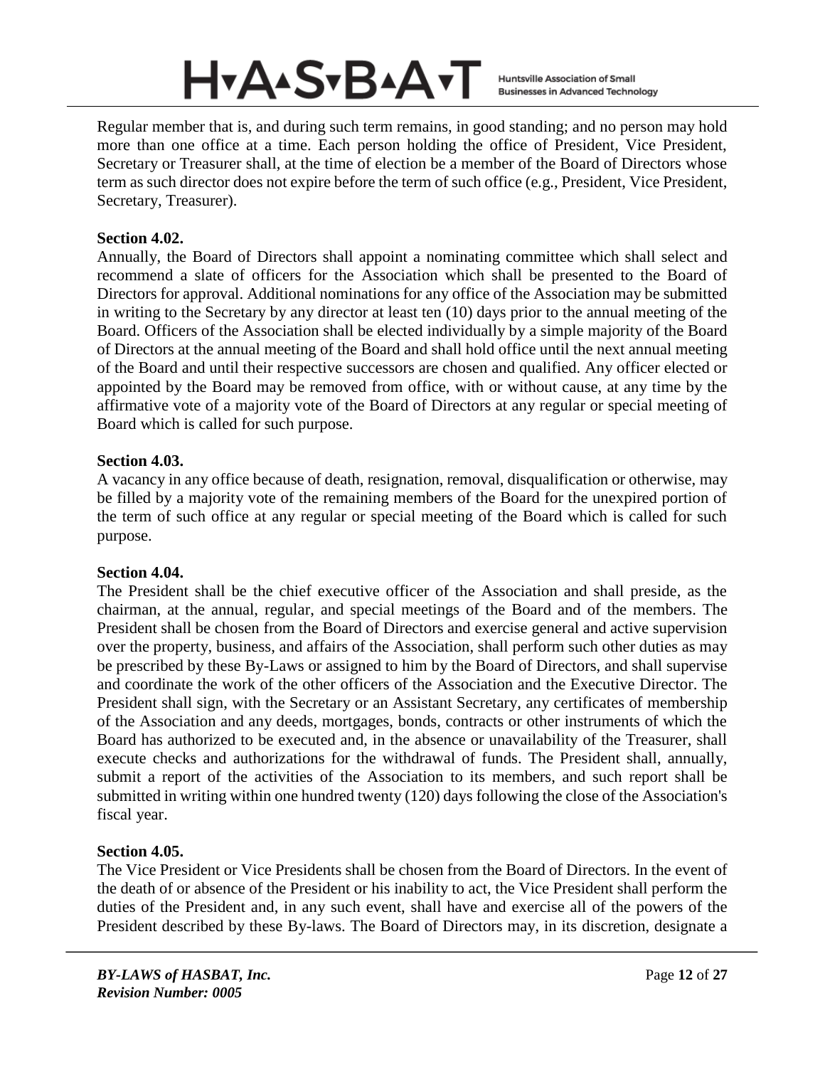Regular member that is, and during such term remains, in good standing; and no person may hold more than one office at a time. Each person holding the office of President, Vice President, Secretary or Treasurer shall, at the time of election be a member of the Board of Directors whose term as such director does not expire before the term of such office (e.g., President, Vice President, Secretary, Treasurer).

**Section 4.02.**
Annually, the Board of Directors shall appoint a nominating committee which shall select and recommend a slate of officers for the Association which shall be presented to the Board of Directors for approval. Additional nominations for any office of the Association may be submitted in writing to the Secretary by any director at least ten (10) days prior to the annual meeting of the Board. Officers of the Association shall be elected individually by a simple majority of the Board of Directors at the annual meeting of the Board and shall hold office until the next annual meeting of the Board and until their respective successors are chosen and qualified. Any officer elected or appointed by the Board may be removed from office, with or without cause, at any time by the affirmative vote of a majority vote of the Board of Directors at any regular or special meeting of Board which is called for such purpose.

**Section 4.03.**
A vacancy in any office because of death, resignation, removal, disqualification or otherwise, may be filled by a majority vote of the remaining members of the Board for the unexpired portion of the term of such office at any regular or special meeting of the Board which is called for such purpose.

**Section 4.04.**
The President shall be the chief executive officer of the Association and shall preside, as the chairman, at the annual, regular, and special meetings of the Board and of the members. The President shall be chosen from the Board of Directors and exercise general and active supervision over the property, business, and affairs of the Association, shall perform such other duties as may be prescribed by these By-Laws or assigned to him by the Board of Directors, and shall supervise and coordinate the work of the other officers of the Association and the Executive Director. The President shall sign, with the Secretary or an Assistant Secretary, any certificates of membership of the Association and any deeds, mortgages, bonds, contracts or other instruments of which the Board has authorized to be executed and, in the absence or unavailability of the Treasurer, shall execute checks and authorizations for the withdrawal of funds. The President shall, annually, submit a report of the activities of the Association to its members, and such report shall be submitted in writing within one hundred twenty (120) days following the close of the Association's fiscal year.

**Section 4.05.**
The Vice President or Vice Presidents shall be chosen from the Board of Directors. In the event of the death of or absence of the President or his inability to act, the Vice President shall perform the duties of the President and, in any such event, shall have and exercise all of the powers of the President described by these By-laws. The Board of Directors may, in its discretion, designate a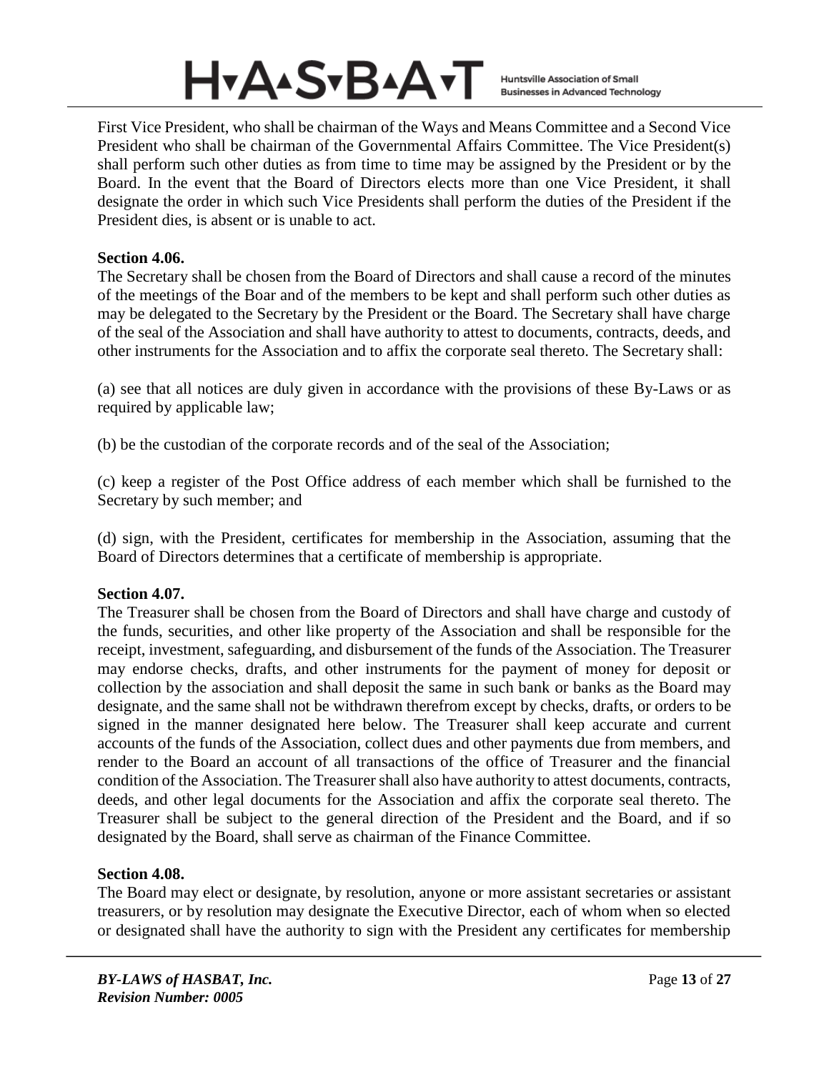First Vice President, who shall be chairman of the Ways and Means Committee and a Second Vice President who shall be chairman of the Governmental Affairs Committee. The Vice President(s) shall perform such other duties as from time to time may be assigned by the President or by the Board. In the event that the Board of Directors elects more than one Vice President, it shall designate the order in which such Vice Presidents shall perform the duties of the President if the President dies, is absent or is unable to act.

**Section 4.06.**

The Secretary shall be chosen from the Board of Directors and shall cause a record of the minutes of the meetings of the Boar and of the members to be kept and shall perform such other duties as may be delegated to the Secretary by the President or the Board. The Secretary shall have charge of the seal of the Association and shall have authority to attest to documents, contracts, deeds, and other instruments for the Association and to affix the corporate seal thereto. The Secretary shall:

(a) see that all notices are duly given in accordance with the provisions of these By-Laws or as required by applicable law;

(b) be the custodian of the corporate records and of the seal of the Association;

(c) keep a register of the Post Office address of each member which shall be furnished to the Secretary by such member; and

(d) sign, with the President, certificates for membership in the Association, assuming that the Board of Directors determines that a certificate of membership is appropriate.

**Section 4.07.**

The Treasurer shall be chosen from the Board of Directors and shall have charge and custody of the funds, securities, and other like property of the Association and shall be responsible for the receipt, investment, safeguarding, and disbursement of the funds of the Association. The Treasurer may endorse checks, drafts, and other instruments for the payment of money for deposit or collection by the association and shall deposit the same in such bank or banks as the Board may designate, and the same shall not be withdrawn therefrom except by checks, drafts, or orders to be signed in the manner designated here below. The Treasurer shall keep accurate and current accounts of the funds of the Association, collect dues and other payments due from members, and render to the Board an account of all transactions of the office of Treasurer and the financial condition of the Association. The Treasurer shall also have authority to attest documents, contracts, deeds, and other legal documents for the Association and affix the corporate seal thereto. The Treasurer shall be subject to the general direction of the President and the Board, and if so designated by the Board, shall serve as chairman of the Finance Committee.

**Section 4.08.**

The Board may elect or designate, by resolution, anyone or more assistant secretaries or assistant treasurers, or by resolution may designate the Executive Director, each of whom when so elected or designated shall have the authority to sign with the President any certificates for membership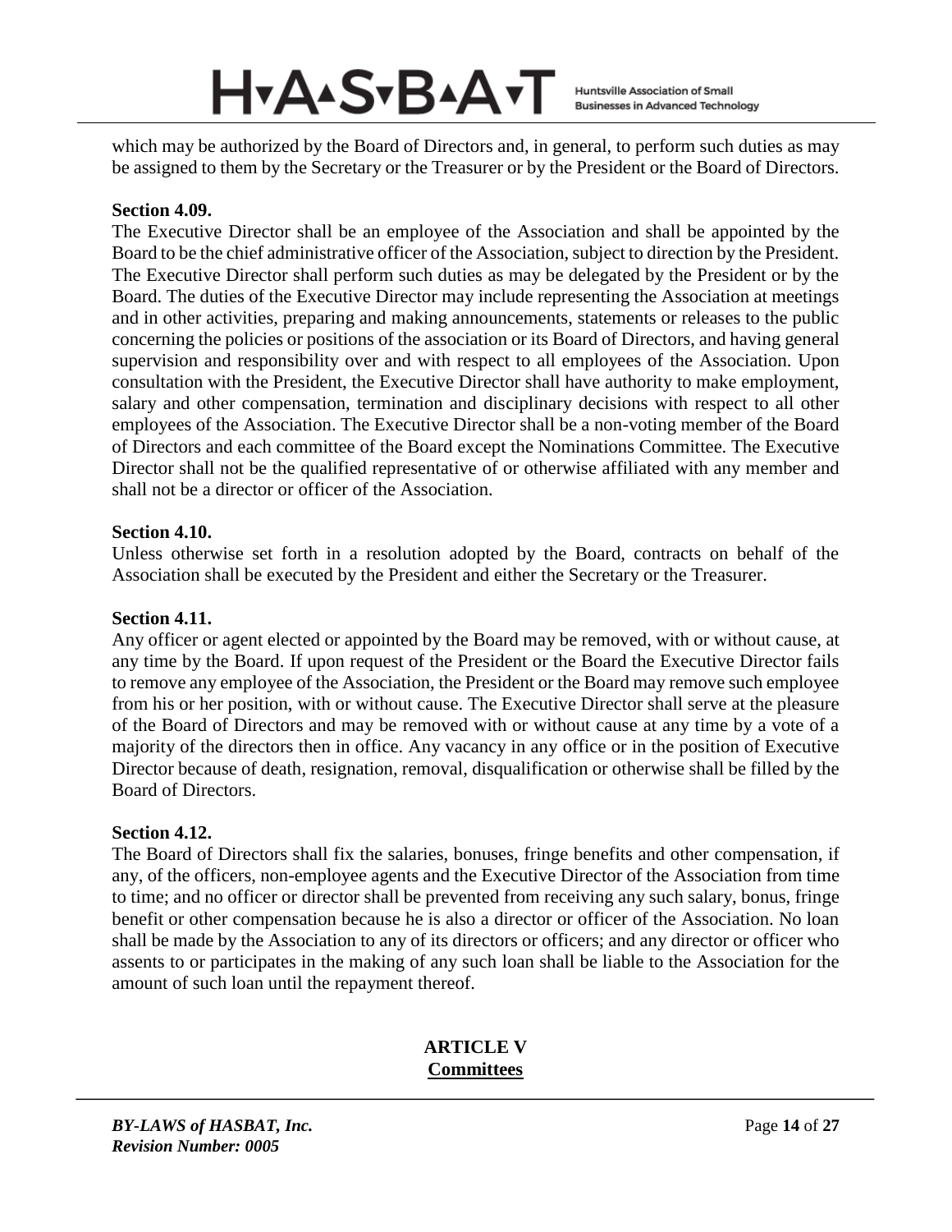which may be authorized by the Board of Directors and, in general, to perform such duties as may be assigned to them by the Secretary or the Treasurer or by the President or the Board of Directors.

**Section 4.09.**

The Executive Director shall be an employee of the Association and shall be appointed by the Board to be the chief administrative officer of the Association, subject to direction by the President. The Executive Director shall perform such duties as may be delegated by the President or by the Board. The duties of the Executive Director may include representing the Association at meetings and in other activities, preparing and making announcements, statements or releases to the public concerning the policies or positions of the association or its Board of Directors, and having general supervision and responsibility over and with respect to all employees of the Association. Upon consultation with the President, the Executive Director shall have authority to make employment, salary and other compensation, termination and disciplinary decisions with respect to all other employees of the Association. The Executive Director shall be a non-voting member of the Board of Directors and each committee of the Board except the Nominations Committee. The Executive Director shall not be the qualified representative of or otherwise affiliated with any member and shall not be a director or officer of the Association.

**Section 4.10.**

Unless otherwise set forth in a resolution adopted by the Board, contracts on behalf of the Association shall be executed by the President and either the Secretary or the Treasurer.

**Section 4.11.**

Any officer or agent elected or appointed by the Board may be removed, with or without cause, at any time by the Board. If upon request of the President or the Board the Executive Director fails to remove any employee of the Association, the President or the Board may remove such employee from his or her position, with or without cause. The Executive Director shall serve at the pleasure of the Board of Directors and may be removed with or without cause at any time by a vote of a majority of the directors then in office. Any vacancy in any office or in the position of Executive Director because of death, resignation, removal, disqualification or otherwise shall be filled by the Board of Directors.

**Section 4.12.**

The Board of Directors shall fix the salaries, bonuses, fringe benefits and other compensation, if any, of the officers, non-employee agents and the Executive Director of the Association from time to time; and no officer or director shall be prevented from receiving any such salary, bonus, fringe benefit or other compensation because he is also a director or officer of the Association. No loan shall be made by the Association to any of its directors or officers; and any director or officer who assents to or participates in the making of any such loan shall be liable to the Association for the amount of such loan until the repayment thereof.

## ARTICLE V
## Committees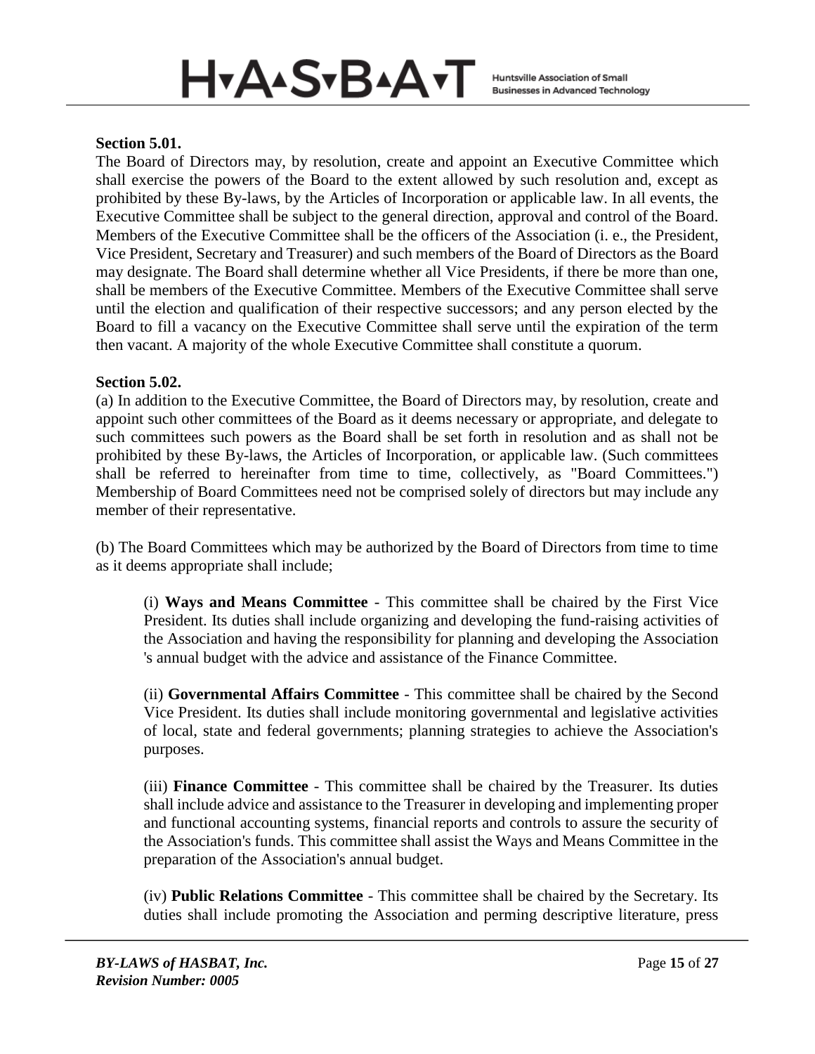**Section 5.01.**

The Board of Directors may, by resolution, create and appoint an Executive Committee which shall exercise the powers of the Board to the extent allowed by such resolution and, except as prohibited by these By-laws, by the Articles of Incorporation or applicable law. In all events, the Executive Committee shall be subject to the general direction, approval and control of the Board. Members of the Executive Committee shall be the officers of the Association (i. e., the President, Vice President, Secretary and Treasurer) and such members of the Board of Directors as the Board may designate. The Board shall determine whether all Vice Presidents, if there be more than one, shall be members of the Executive Committee. Members of the Executive Committee shall serve until the election and qualification of their respective successors; and any person elected by the Board to fill a vacancy on the Executive Committee shall serve until the expiration of the term then vacant. A majority of the whole Executive Committee shall constitute a quorum.

**Section 5.02.**

(a) In addition to the Executive Committee, the Board of Directors may, by resolution, create and appoint such other committees of the Board as it deems necessary or appropriate, and delegate to such committees such powers as the Board shall be set forth in resolution and as shall not be prohibited by these By-laws, the Articles of Incorporation, or applicable law. (Such committees shall be referred to hereinafter from time to time, collectively, as "Board Committees.") Membership of Board Committees need not be comprised solely of directors but may include any member of their representative.

(b) The Board Committees which may be authorized by the Board of Directors from time to time as it deems appropriate shall include;

(i) **Ways and Means Committee** - This committee shall be chaired by the First Vice President. Its duties shall include organizing and developing the fund-raising activities of the Association and having the responsibility for planning and developing the Association 's annual budget with the advice and assistance of the Finance Committee.

(ii) **Governmental Affairs Committee** - This committee shall be chaired by the Second Vice President. Its duties shall include monitoring governmental and legislative activities of local, state and federal governments; planning strategies to achieve the Association's purposes.

(iii) **Finance Committee** - This committee shall be chaired by the Treasurer. Its duties shall include advice and assistance to the Treasurer in developing and implementing proper and functional accounting systems, financial reports and controls to assure the security of the Association's funds. This committee shall assist the Ways and Means Committee in the preparation of the Association's annual budget.

(iv) **Public Relations Committee** - This committee shall be chaired by the Secretary. Its duties shall include promoting the Association and perming descriptive literature, press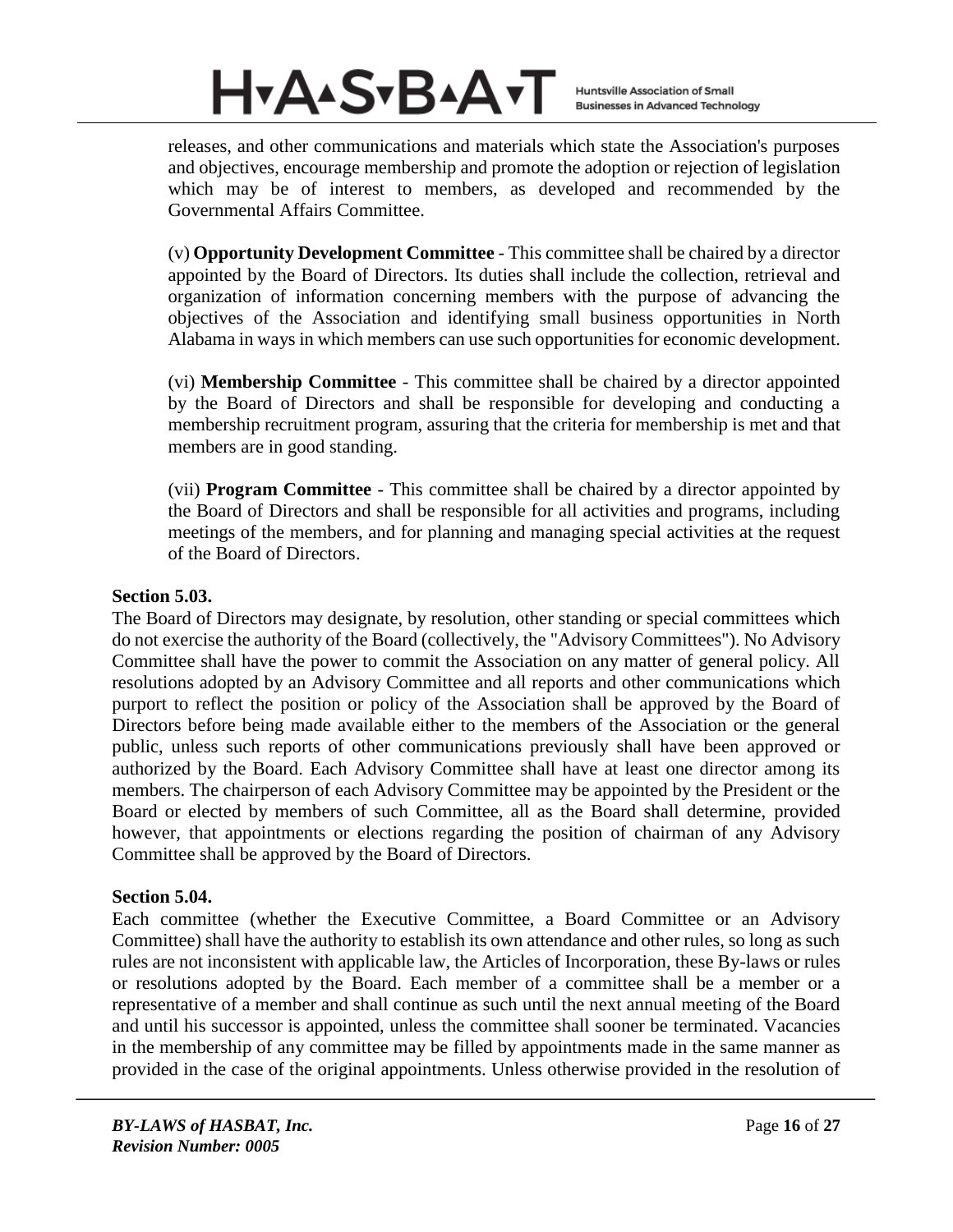releases, and other communications and materials which state the Association's purposes and objectives, encourage membership and promote the adoption or rejection of legislation which may be of interest to members, as developed and recommended by the Governmental Affairs Committee.

(v) **Opportunity Development Committee** - This committee shall be chaired by a director appointed by the Board of Directors. Its duties shall include the collection, retrieval and organization of information concerning members with the purpose of advancing the objectives of the Association and identifying small business opportunities in North Alabama in ways in which members can use such opportunities for economic development.

(vi) **Membership Committee** - This committee shall be chaired by a director appointed by the Board of Directors and shall be responsible for developing and conducting a membership recruitment program, assuring that the criteria for membership is met and that members are in good standing.

(vii) **Program Committee** - This committee shall be chaired by a director appointed by the Board of Directors and shall be responsible for all activities and programs, including meetings of the members, and for planning and managing special activities at the request of the Board of Directors.

**Section 5.03.**
The Board of Directors may designate, by resolution, other standing or special committees which do not exercise the authority of the Board (collectively, the "Advisory Committees"). No Advisory Committee shall have the power to commit the Association on any matter of general policy. All resolutions adopted by an Advisory Committee and all reports and other communications which purport to reflect the position or policy of the Association shall be approved by the Board of Directors before being made available either to the members of the Association or the general public, unless such reports of other communications previously shall have been approved or authorized by the Board. Each Advisory Committee shall have at least one director among its members. The chairperson of each Advisory Committee may be appointed by the President or the Board or elected by members of such Committee, all as the Board shall determine, provided however, that appointments or elections regarding the position of chairman of any Advisory Committee shall be approved by the Board of Directors.

**Section 5.04.**
Each committee (whether the Executive Committee, a Board Committee or an Advisory Committee) shall have the authority to establish its own attendance and other rules, so long as such rules are not inconsistent with applicable law, the Articles of Incorporation, these By-laws or rules or resolutions adopted by the Board. Each member of a committee shall be a member or a representative of a member and shall continue as such until the next annual meeting of the Board and until his successor is appointed, unless the committee shall sooner be terminated. Vacancies in the membership of any committee may be filled by appointments made in the same manner as provided in the case of the original appointments. Unless otherwise provided in the resolution of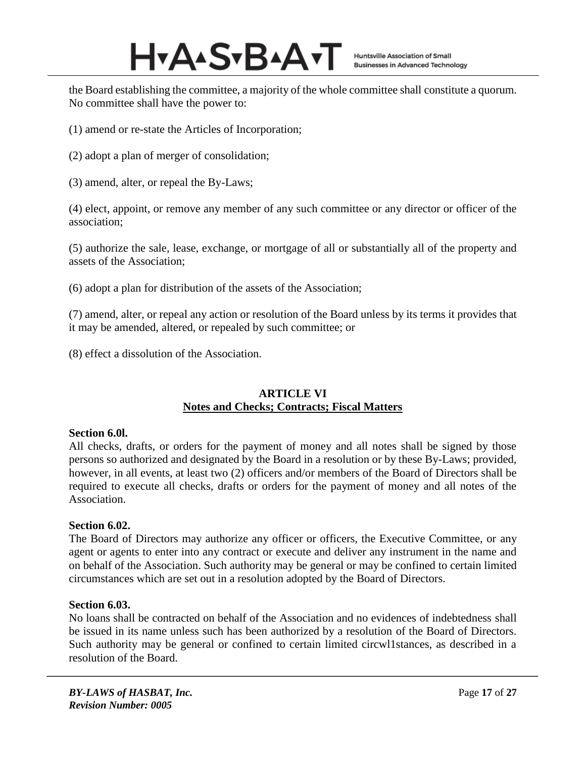the Board establishing the committee, a majority of the whole committee shall constitute a quorum. No committee shall have the power to:

(1) amend or re-state the Articles of Incorporation;

(2) adopt a plan of merger of consolidation;

(3) amend, alter, or repeal the By-Laws;

(4) elect, appoint, or remove any member of any such committee or any director or officer of the association;

(5) authorize the sale, lease, exchange, or mortgage of all or substantially all of the property and assets of the Association;

(6) adopt a plan for distribution of the assets of the Association;

(7) amend, alter, or repeal any action or resolution of the Board unless by its terms it provides that it may be amended, altered, or repealed by such committee; or

(8) effect a dissolution of the Association.

## ARTICLE VI
## Notes and Checks; Contracts; Fiscal Matters

**Section 6.0l.**
All checks, drafts, or orders for the payment of money and all notes shall be signed by those persons so authorized and designated by the Board in a resolution or by these By-Laws; provided, however, in all events, at least two (2) officers and/or members of the Board of Directors shall be required to execute all checks, drafts or orders for the payment of money and all notes of the Association.

**Section 6.02.**
The Board of Directors may authorize any officer or officers, the Executive Committee, or any agent or agents to enter into any contract or execute and deliver any instrument in the name and on behalf of the Association. Such authority may be general or may be confined to certain limited circumstances which are set out in a resolution adopted by the Board of Directors.

**Section 6.03.**
No loans shall be contracted on behalf of the Association and no evidences of indebtedness shall be issued in its name unless such has been authorized by a resolution of the Board of Directors. Such authority may be general or confined to certain limited circwl1stances, as described in a resolution of the Board.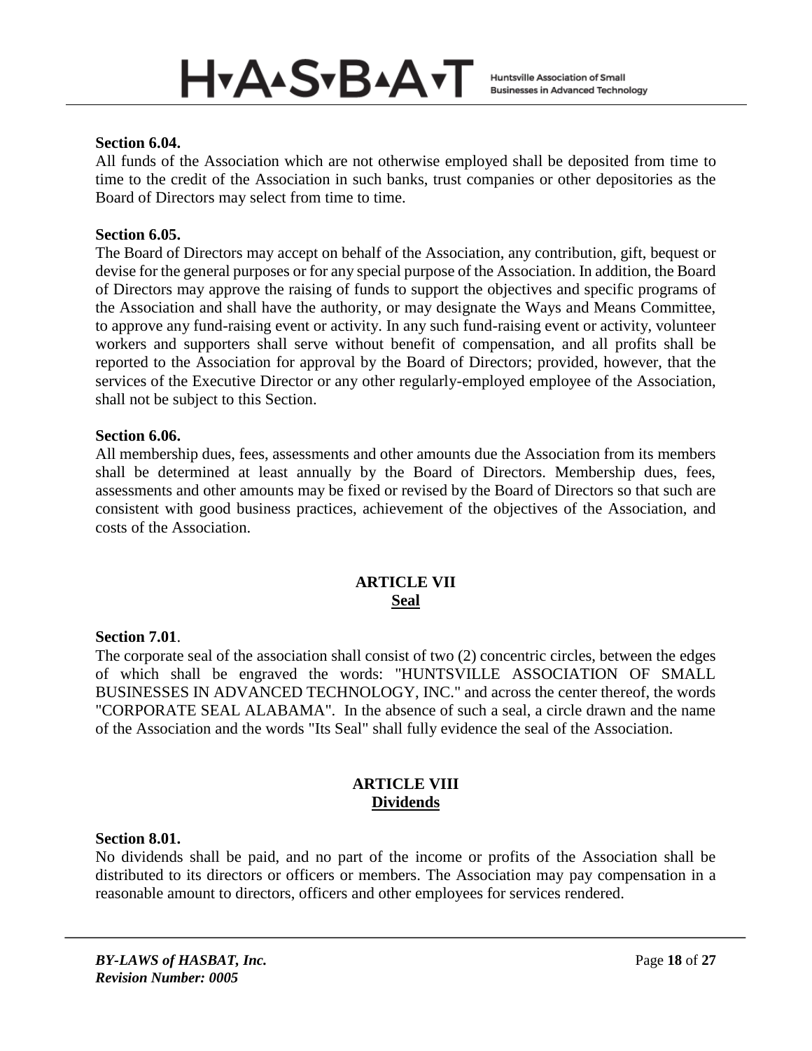**Section 6.04.**
All funds of the Association which are not otherwise employed shall be deposited from time to time to the credit of the Association in such banks, trust companies or other depositories as the Board of Directors may select from time to time.

**Section 6.05.**
The Board of Directors may accept on behalf of the Association, any contribution, gift, bequest or devise for the general purposes or for any special purpose of the Association. In addition, the Board of Directors may approve the raising of funds to support the objectives and specific programs of the Association and shall have the authority, or may designate the Ways and Means Committee, to approve any fund-raising event or activity. In any such fund-raising event or activity, volunteer workers and supporters shall serve without benefit of compensation, and all profits shall be reported to the Association for approval by the Board of Directors; provided, however, that the services of the Executive Director or any other regularly-employed employee of the Association, shall not be subject to this Section.

**Section 6.06.**
All membership dues, fees, assessments and other amounts due the Association from its members shall be determined at least annually by the Board of Directors. Membership dues, fees, assessments and other amounts may be fixed or revised by the Board of Directors so that such are consistent with good business practices, achievement of the objectives of the Association, and costs of the Association.

## ARTICLE VII
## Seal

**Section 7.01**.
The corporate seal of the association shall consist of two (2) concentric circles, between the edges of which shall be engraved the words: "HUNTSVILLE ASSOCIATION OF SMALL BUSINESSES IN ADVANCED TECHNOLOGY, INC." and across the center thereof, the words "CORPORATE SEAL ALABAMA". In the absence of such a seal, a circle drawn and the name of the Association and the words "Its Seal" shall fully evidence the seal of the Association.

## ARTICLE VIII
## Dividends

**Section 8.01.**
No dividends shall be paid, and no part of the income or profits of the Association shall be distributed to its directors or officers or members. The Association may pay compensation in a reasonable amount to directors, officers and other employees for services rendered.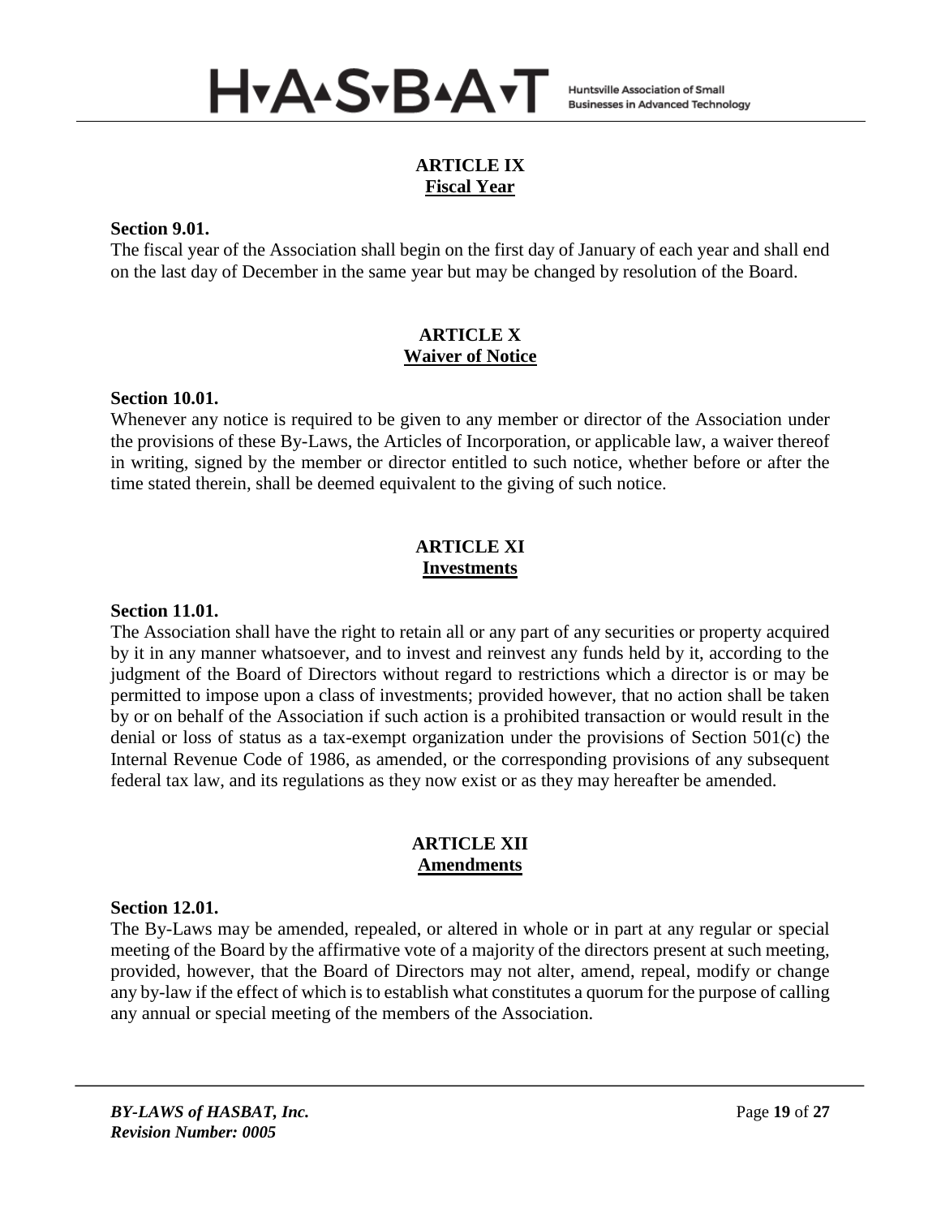## ARTICLE IX
## Fiscal Year

**Section 9.01.**

The fiscal year of the Association shall begin on the first day of January of each year and shall end on the last day of December in the same year but may be changed by resolution of the Board.

## ARTICLE X
## Waiver of Notice

**Section 10.01.**

Whenever any notice is required to be given to any member or director of the Association under the provisions of these By-Laws, the Articles of Incorporation, or applicable law, a waiver thereof in writing, signed by the member or director entitled to such notice, whether before or after the time stated therein, shall be deemed equivalent to the giving of such notice.

## ARTICLE XI
## Investments

**Section 11.01.**

The Association shall have the right to retain all or any part of any securities or property acquired by it in any manner whatsoever, and to invest and reinvest any funds held by it, according to the judgment of the Board of Directors without regard to restrictions which a director is or may be permitted to impose upon a class of investments; provided however, that no action shall be taken by or on behalf of the Association if such action is a prohibited transaction or would result in the denial or loss of status as a tax-exempt organization under the provisions of Section 501(c) the Internal Revenue Code of 1986, as amended, or the corresponding provisions of any subsequent federal tax law, and its regulations as they now exist or as they may hereafter be amended.

## ARTICLE XII
## Amendments

**Section 12.01.**

The By-Laws may be amended, repealed, or altered in whole or in part at any regular or special meeting of the Board by the affirmative vote of a majority of the directors present at such meeting, provided, however, that the Board of Directors may not alter, amend, repeal, modify or change any by-law if the effect of which is to establish what constitutes a quorum for the purpose of calling any annual or special meeting of the members of the Association.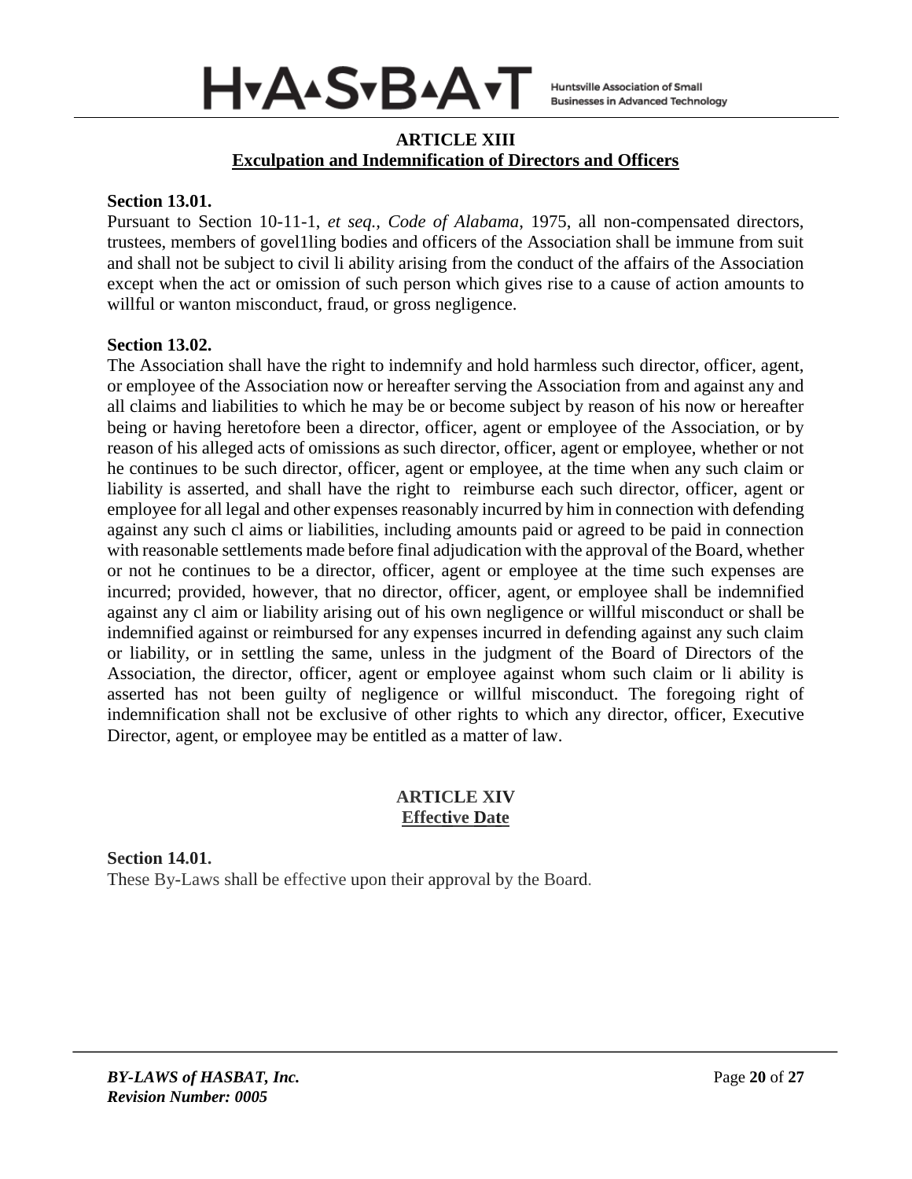## ARTICLE XIII
## Exculpation and Indemnification of Directors and Officers

**Section 13.01.**

Pursuant to Section 10-11-1, *et seq., Code of Alabama*, 1975, all non-compensated directors, trustees, members of govel1ling bodies and officers of the Association shall be immune from suit and shall not be subject to civil li ability arising from the conduct of the affairs of the Association except when the act or omission of such person which gives rise to a cause of action amounts to willful or wanton misconduct, fraud, or gross negligence.

**Section 13.02.**

The Association shall have the right to indemnify and hold harmless such director, officer, agent, or employee of the Association now or hereafter serving the Association from and against any and all claims and liabilities to which he may be or become subject by reason of his now or hereafter being or having heretofore been a director, officer, agent or employee of the Association, or by reason of his alleged acts of omissions as such director, officer, agent or employee, whether or not he continues to be such director, officer, agent or employee, at the time when any such claim or liability is asserted, and shall have the right to reimburse each such director, officer, agent or employee for all legal and other expenses reasonably incurred by him in connection with defending against any such cl aims or liabilities, including amounts paid or agreed to be paid in connection with reasonable settlements made before final adjudication with the approval of the Board, whether or not he continues to be a director, officer, agent or employee at the time such expenses are incurred; provided, however, that no director, officer, agent, or employee shall be indemnified against any cl aim or liability arising out of his own negligence or willful misconduct or shall be indemnified against or reimbursed for any expenses incurred in defending against any such claim or liability, or in settling the same, unless in the judgment of the Board of Directors of the Association, the director, officer, agent or employee against whom such claim or li ability is asserted has not been guilty of negligence or willful misconduct. The foregoing right of indemnification shall not be exclusive of other rights to which any director, officer, Executive Director, agent, or employee may be entitled as a matter of law.

## ARTICLE XIV
## Effective Date

**Section 14.01.**

These By-Laws shall be effective upon their approval by the Board.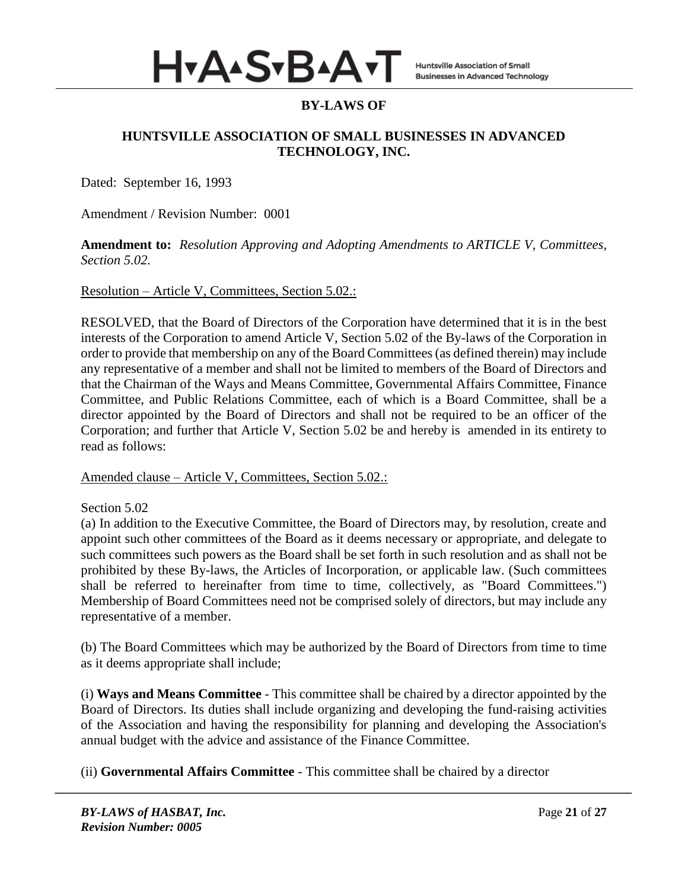# BY-LAWS OF

## HUNTSVILLE ASSOCIATION OF SMALL BUSINESSES IN ADVANCED TECHNOLOGY, INC.

Dated: September 16, 1993

Amendment / Revision Number: 0001

**Amendment to:** *Resolution Approving and Adopting Amendments to ARTICLE V, Committees, Section 5.02.*

Resolution – Article V, Committees, Section 5.02.:

RESOLVED, that the Board of Directors of the Corporation have determined that it is in the best interests of the Corporation to amend Article V, Section 5.02 of the By-laws of the Corporation in order to provide that membership on any of the Board Committees (as defined therein) may include any representative of a member and shall not be limited to members of the Board of Directors and that the Chairman of the Ways and Means Committee, Governmental Affairs Committee, Finance Committee, and Public Relations Committee, each of which is a Board Committee, shall be a director appointed by the Board of Directors and shall not be required to be an officer of the Corporation; and further that Article V, Section 5.02 be and hereby is amended in its entirety to read as follows:

Amended clause – Article V, Committees, Section 5.02.:

Section 5.02

(a) In addition to the Executive Committee, the Board of Directors may, by resolution, create and appoint such other committees of the Board as it deems necessary or appropriate, and delegate to such committees such powers as the Board shall be set forth in such resolution and as shall not be prohibited by these By-laws, the Articles of Incorporation, or applicable law. (Such committees shall be referred to hereinafter from time to time, collectively, as "Board Committees.") Membership of Board Committees need not be comprised solely of directors, but may include any representative of a member.

(b) The Board Committees which may be authorized by the Board of Directors from time to time as it deems appropriate shall include;

(i) **Ways and Means Committee** - This committee shall be chaired by a director appointed by the Board of Directors. Its duties shall include organizing and developing the fund-raising activities of the Association and having the responsibility for planning and developing the Association's annual budget with the advice and assistance of the Finance Committee.

(ii) **Governmental Affairs Committee** - This committee shall be chaired by a director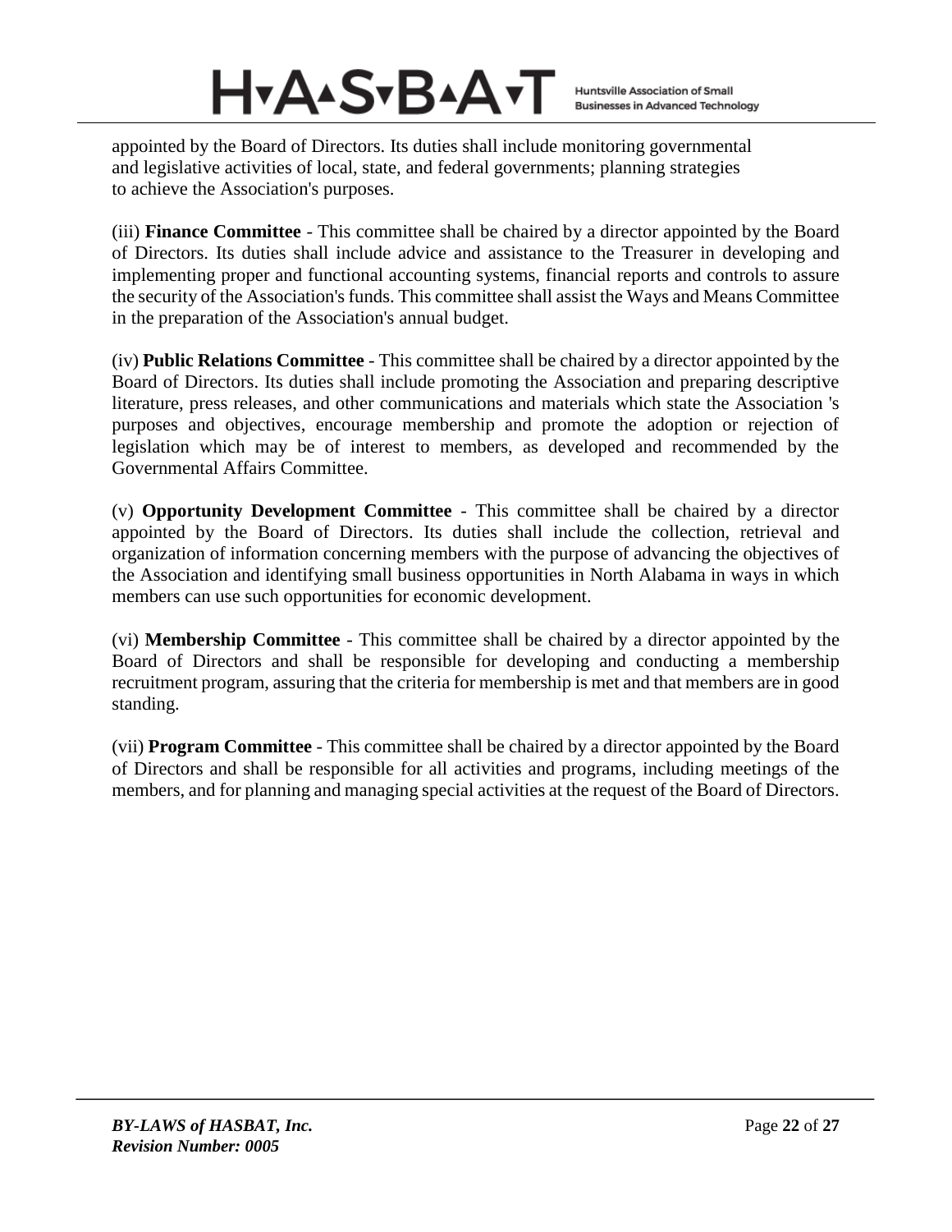appointed by the Board of Directors. Its duties shall include monitoring governmental and legislative activities of local, state, and federal governments; planning strategies to achieve the Association's purposes.

(iii) **Finance Committee** - This committee shall be chaired by a director appointed by the Board of Directors. Its duties shall include advice and assistance to the Treasurer in developing and implementing proper and functional accounting systems, financial reports and controls to assure the security of the Association's funds. This committee shall assist the Ways and Means Committee in the preparation of the Association's annual budget.

(iv) **Public Relations Committee** - This committee shall be chaired by a director appointed by the Board of Directors. Its duties shall include promoting the Association and preparing descriptive literature, press releases, and other communications and materials which state the Association 's purposes and objectives, encourage membership and promote the adoption or rejection of legislation which may be of interest to members, as developed and recommended by the Governmental Affairs Committee.

(v) **Opportunity Development Committee** - This committee shall be chaired by a director appointed by the Board of Directors. Its duties shall include the collection, retrieval and organization of information concerning members with the purpose of advancing the objectives of the Association and identifying small business opportunities in North Alabama in ways in which members can use such opportunities for economic development.

(vi) **Membership Committee** - This committee shall be chaired by a director appointed by the Board of Directors and shall be responsible for developing and conducting a membership recruitment program, assuring that the criteria for membership is met and that members are in good standing.

(vii) **Program Committee** - This committee shall be chaired by a director appointed by the Board of Directors and shall be responsible for all activities and programs, including meetings of the members, and for planning and managing special activities at the request of the Board of Directors.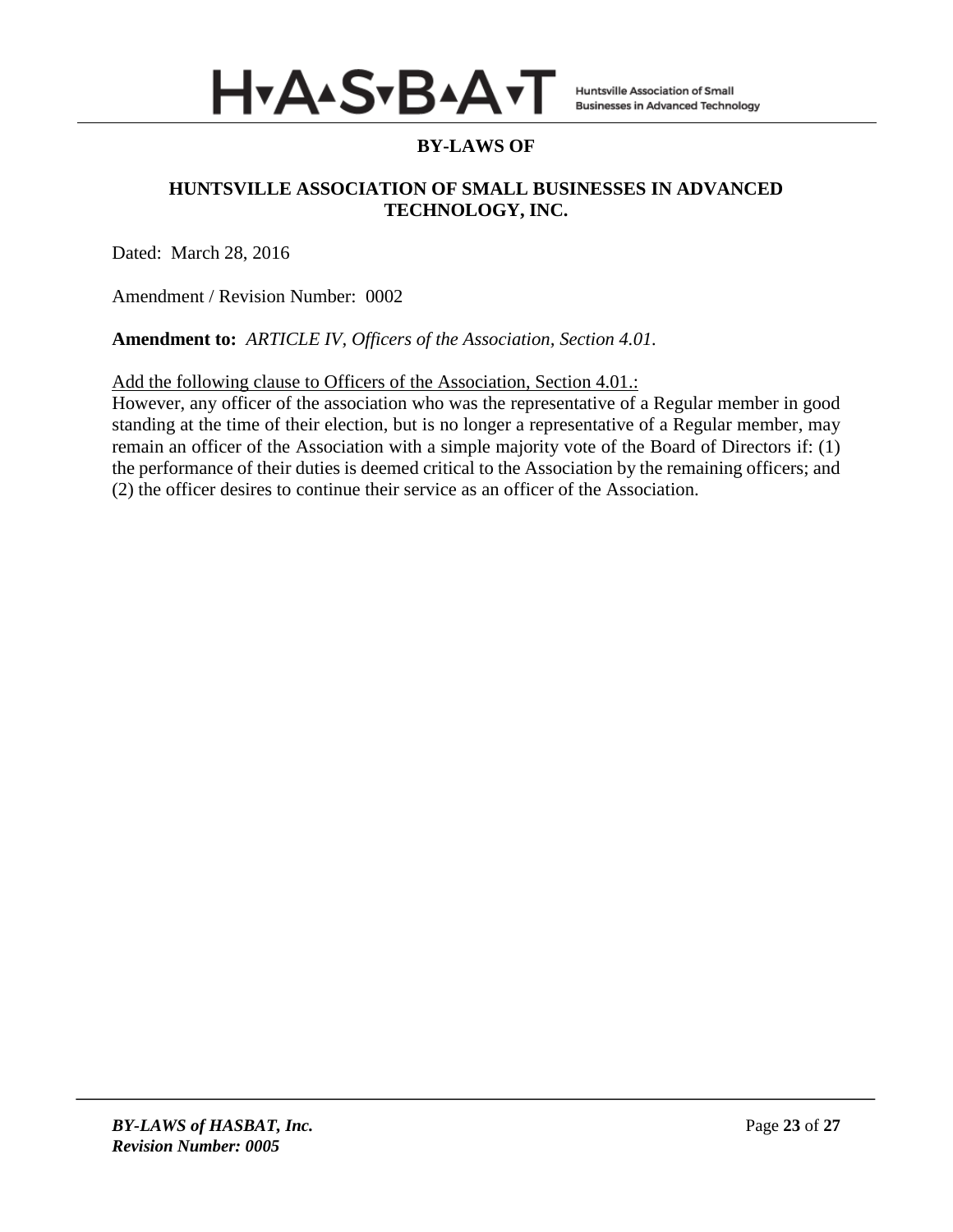**BY-LAWS OF**

**HUNTSVILLE ASSOCIATION OF SMALL BUSINESSES IN ADVANCED TECHNOLOGY, INC.**

Dated: March 28, 2016

Amendment / Revision Number: 0002

**Amendment to:** *ARTICLE IV, Officers of the Association, Section 4.01.*

<u>Add the following clause to Officers of the Association, Section 4.01.:</u>

However, any officer of the association who was the representative of a Regular member in good standing at the time of their election, but is no longer a representative of a Regular member, may remain an officer of the Association with a simple majority vote of the Board of Directors if: (1) the performance of their duties is deemed critical to the Association by the remaining officers; and (2) the officer desires to continue their service as an officer of the Association.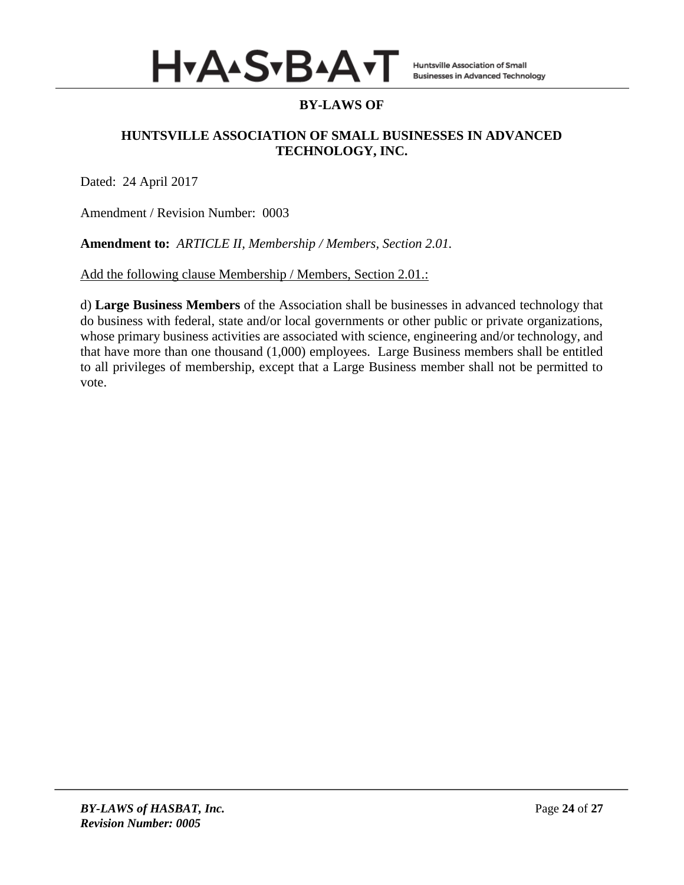## BY-LAWS OF

## HUNTSVILLE ASSOCIATION OF SMALL BUSINESSES IN ADVANCED TECHNOLOGY, INC.

Dated: 24 April 2017

Amendment / Revision Number: 0003

**Amendment to:** *ARTICLE II, Membership / Members, Section 2.01.*

<u>Add the following clause Membership / Members, Section 2.01.:</u>

d) **Large Business Members** of the Association shall be businesses in advanced technology that do business with federal, state and/or local governments or other public or private organizations, whose primary business activities are associated with science, engineering and/or technology, and that have more than one thousand (1,000) employees. Large Business members shall be entitled to all privileges of membership, except that a Large Business member shall not be permitted to vote.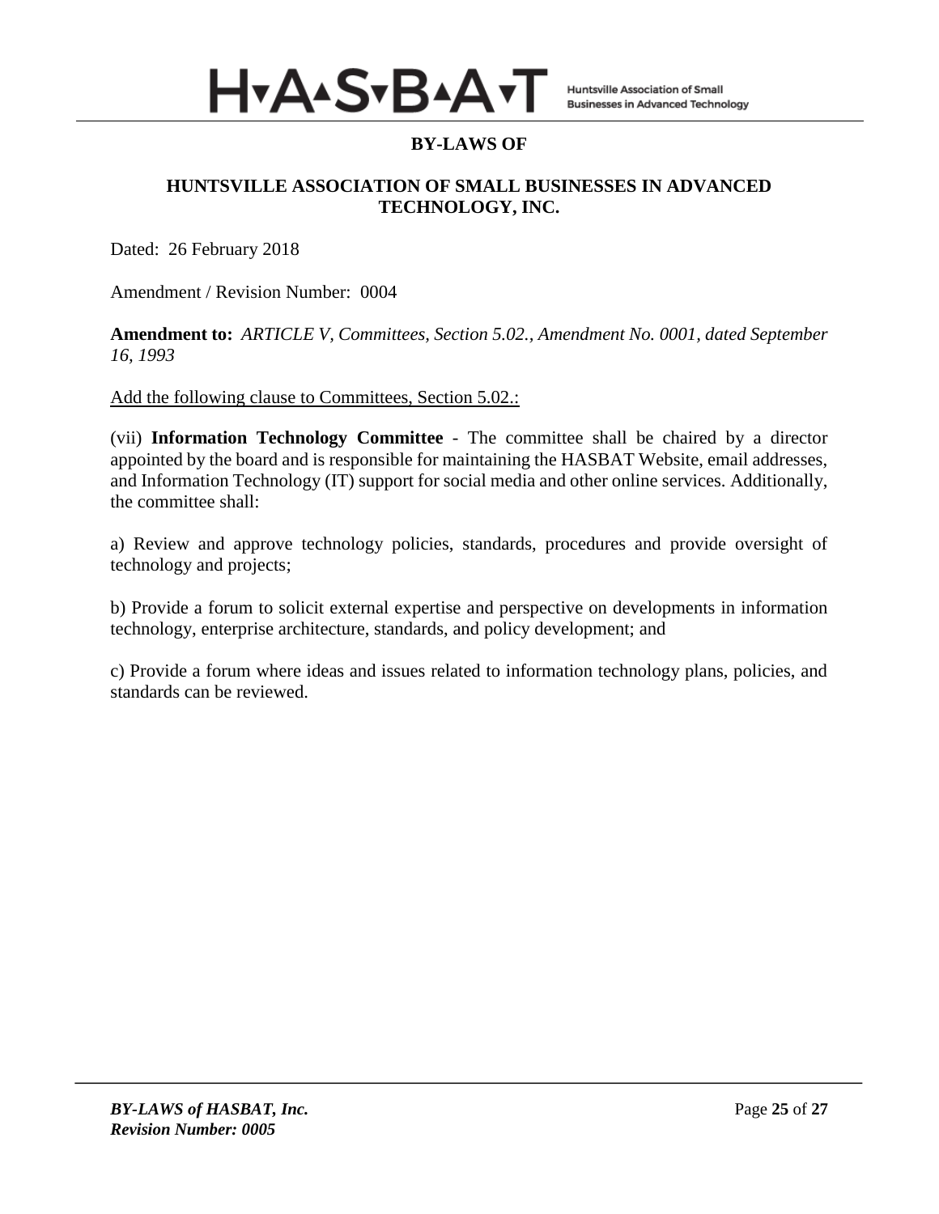## BY-LAWS OF

## HUNTSVILLE ASSOCIATION OF SMALL BUSINESSES IN ADVANCED TECHNOLOGY, INC.

Dated: 26 February 2018

Amendment / Revision Number: 0004

**Amendment to:** *ARTICLE V, Committees, Section 5.02., Amendment No. 0001, dated September 16, 1993*

<u>Add the following clause to Committees, Section 5.02.:</u>

(vii) **Information Technology Committee** - The committee shall be chaired by a director appointed by the board and is responsible for maintaining the HASBAT Website, email addresses, and Information Technology (IT) support for social media and other online services. Additionally, the committee shall:

a) Review and approve technology policies, standards, procedures and provide oversight of technology and projects;

b) Provide a forum to solicit external expertise and perspective on developments in information technology, enterprise architecture, standards, and policy development; and

c) Provide a forum where ideas and issues related to information technology plans, policies, and standards can be reviewed.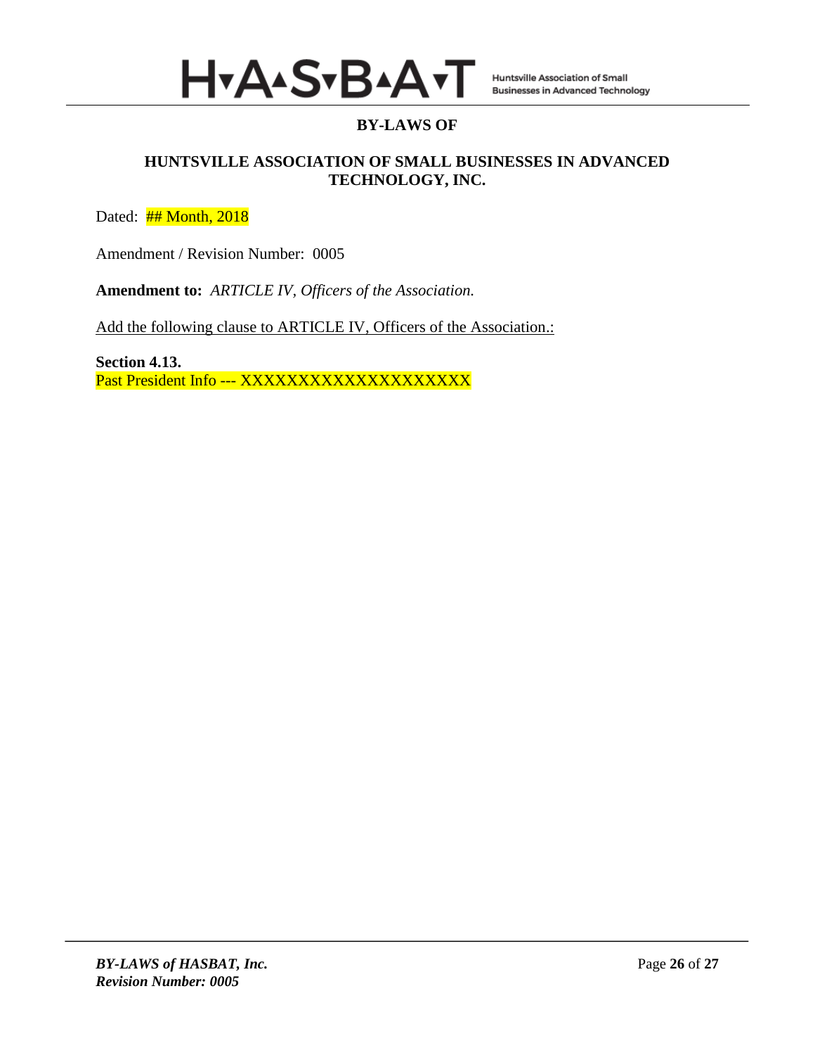# BY-LAWS OF

## HUNTSVILLE ASSOCIATION OF SMALL BUSINESSES IN ADVANCED TECHNOLOGY, INC.

Dated: ## Month, 2018

Amendment / Revision Number: 0005

**Amendment to:** *ARTICLE IV, Officers of the Association.*

Add the following clause to ARTICLE IV, Officers of the Association.:

**Section 4.13.**
Past President Info --- XXXXXXXXXXXXXXXXXXXX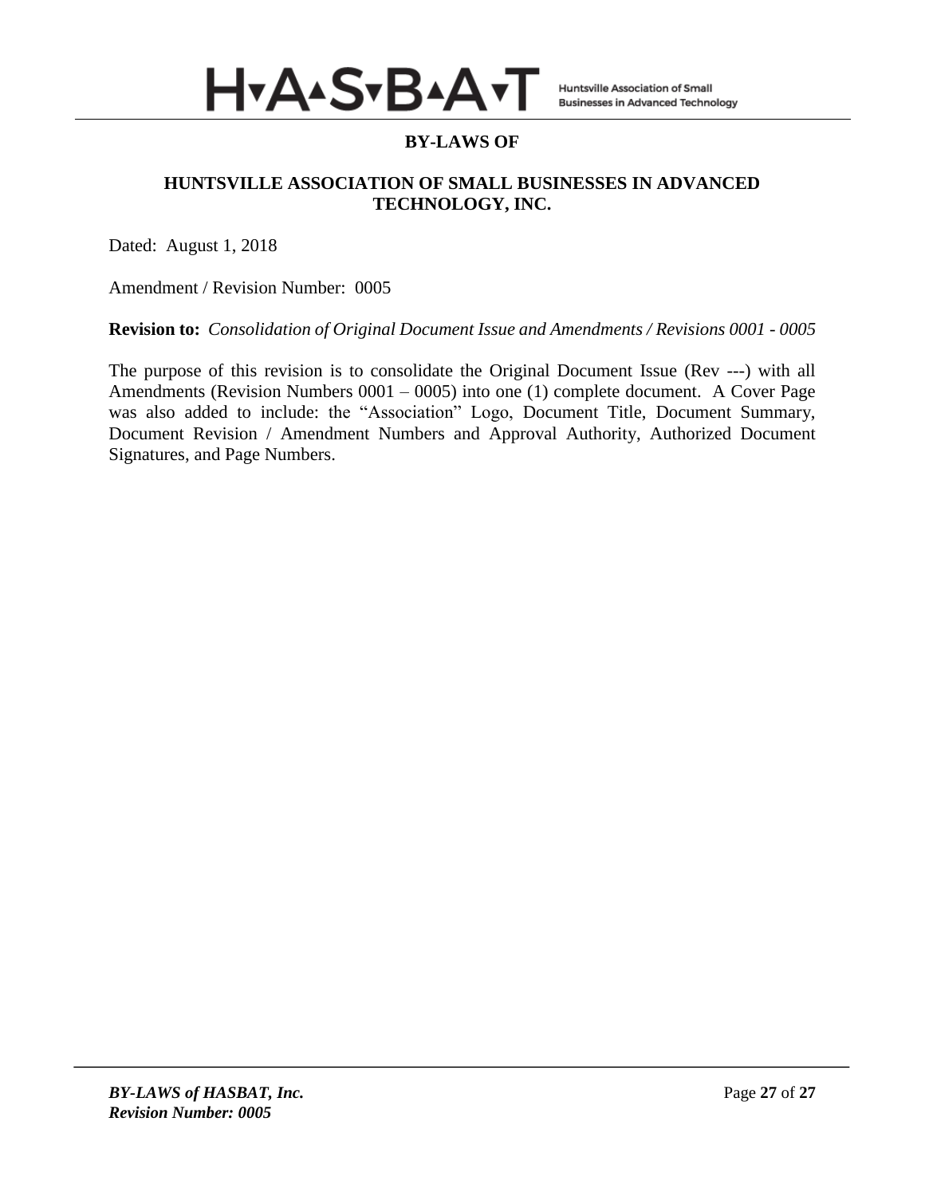## BY-LAWS OF

## HUNTSVILLE ASSOCIATION OF SMALL BUSINESSES IN ADVANCED TECHNOLOGY, INC.

Dated: August 1, 2018

Amendment / Revision Number: 0005

**Revision to:** *Consolidation of Original Document Issue and Amendments / Revisions 0001 - 0005*

The purpose of this revision is to consolidate the Original Document Issue (Rev ---) with all Amendments (Revision Numbers 0001 – 0005) into one (1) complete document. A Cover Page was also added to include: the "Association" Logo, Document Title, Document Summary, Document Revision / Amendment Numbers and Approval Authority, Authorized Document Signatures, and Page Numbers.